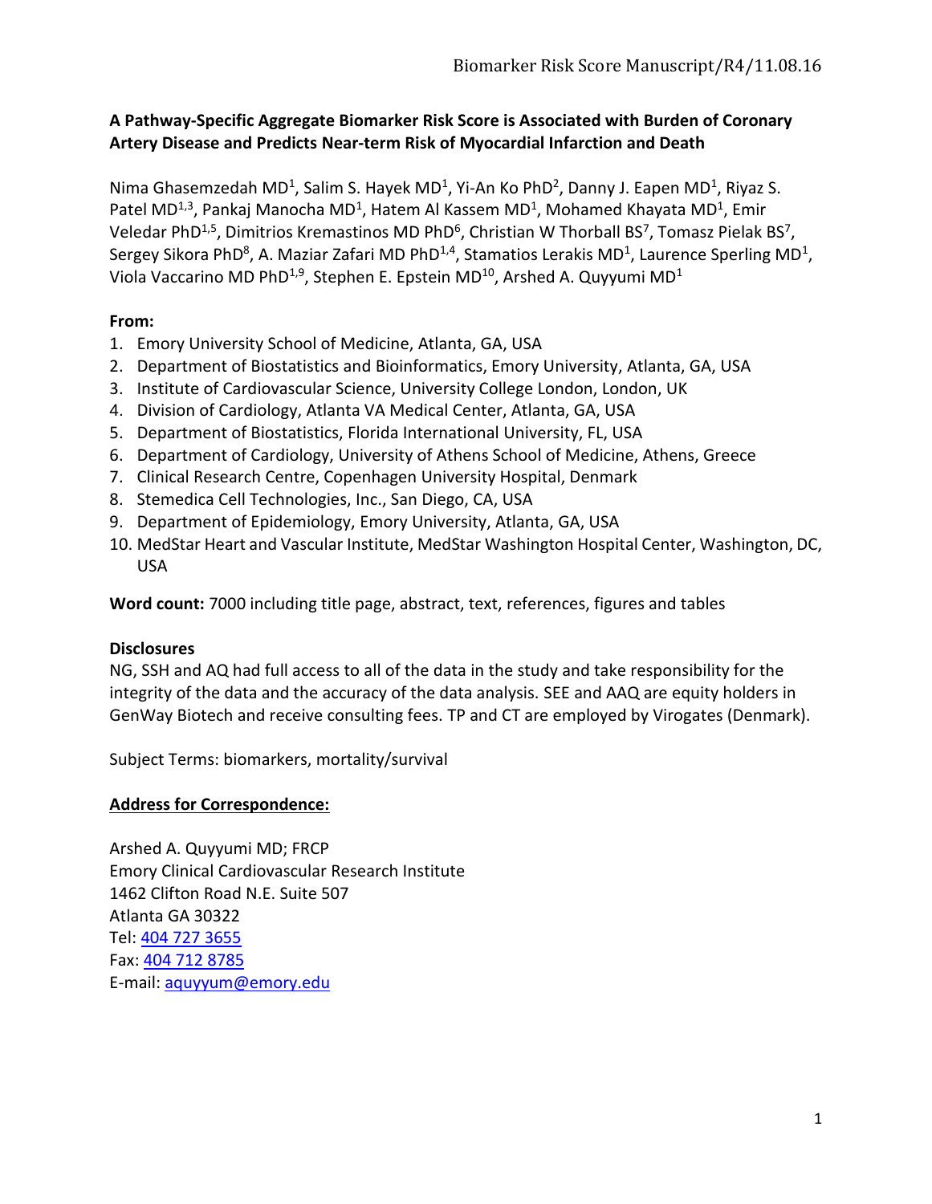**A Pathway-Specific Aggregate Biomarker Risk Score is Associated with Burden of Coronary Artery Disease and Predicts Near-term Risk of Myocardial Infarction and Death**

Nima Ghasemzedah MD[1], Salim S. Hayek MD[1], Yi-An Ko PhD[2], Danny J. Eapen MD[1], Riyaz S. Patel MD[1,3], Pankaj Manocha MD[1], Hatem Al Kassem MD[1], Mohamed Khayata MD[1], Emir Veledar PhD[1,5], Dimitrios Kremastinos MD PhD[6], Christian W Thorball BS[7], Tomasz Pielak BS[7], Sergey Sikora PhD[8], A. Maziar Zafari MD PhD[1,4], Stamatios Lerakis MD[1], Laurence Sperling MD[1], Viola Vaccarino MD PhD[1,9], Stephen E. Epstein MD[10], Arshed A. Quyyumi MD[1]

**From:**

1. Emory University School of Medicine, Atlanta, GA, USA
2. Department of Biostatistics and Bioinformatics, Emory University, Atlanta, GA, USA
3. Institute of Cardiovascular Science, University College London, London, UK
4. Division of Cardiology, Atlanta VA Medical Center, Atlanta, GA, USA
5. Department of Biostatistics, Florida International University, FL, USA
6. Department of Cardiology, University of Athens School of Medicine, Athens, Greece
7. Clinical Research Centre, Copenhagen University Hospital, Denmark
8. Stemedica Cell Technologies, Inc., San Diego, CA, USA
9. Department of Epidemiology, Emory University, Atlanta, GA, USA
10. MedStar Heart and Vascular Institute, MedStar Washington Hospital Center, Washington, DC, USA

**Word count:** 7000 including title page, abstract, text, references, figures and tables

**Disclosures**

NG, SSH and AQ had full access to all of the data in the study and take responsibility for the integrity of the data and the accuracy of the data analysis. SEE and AAQ are equity holders in GenWay Biotech and receive consulting fees. TP and CT are employed by Virogates (Denmark).

Subject Terms: biomarkers, mortality/survival

**Address for Correspondence:**

Arshed A. Quyyumi MD; FRCP
Emory Clinical Cardiovascular Research Institute
1462 Clifton Road N.E. Suite 507
Atlanta GA 30322
Tel: 404 727 3655
Fax: 404 712 8785
E-mail: aquyyum@emory.edu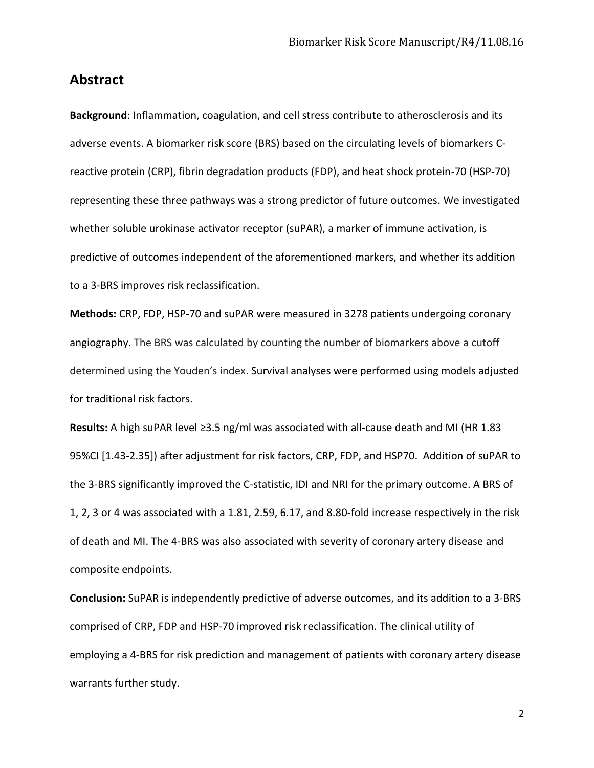## Abstract

**Background**: Inflammation, coagulation, and cell stress contribute to atherosclerosis and its adverse events. A biomarker risk score (BRS) based on the circulating levels of biomarkers C-reactive protein (CRP), fibrin degradation products (FDP), and heat shock protein-70 (HSP-70) representing these three pathways was a strong predictor of future outcomes. We investigated whether soluble urokinase activator receptor (suPAR), a marker of immune activation, is predictive of outcomes independent of the aforementioned markers, and whether its addition to a 3-BRS improves risk reclassification.

**Methods:** CRP, FDP, HSP-70 and suPAR were measured in 3278 patients undergoing coronary angiography. The BRS was calculated by counting the number of biomarkers above a cutoff determined using the Youden's index. Survival analyses were performed using models adjusted for traditional risk factors.

**Results:** A high suPAR level ≥3.5 ng/ml was associated with all-cause death and MI (HR 1.83 95%CI [1.43-2.35]) after adjustment for risk factors, CRP, FDP, and HSP70. Addition of suPAR to the 3-BRS significantly improved the C-statistic, IDI and NRI for the primary outcome. A BRS of 1, 2, 3 or 4 was associated with a 1.81, 2.59, 6.17, and 8.80-fold increase respectively in the risk of death and MI. The 4-BRS was also associated with severity of coronary artery disease and composite endpoints.

**Conclusion:** SuPAR is independently predictive of adverse outcomes, and its addition to a 3-BRS comprised of CRP, FDP and HSP-70 improved risk reclassification. The clinical utility of employing a 4-BRS for risk prediction and management of patients with coronary artery disease warrants further study.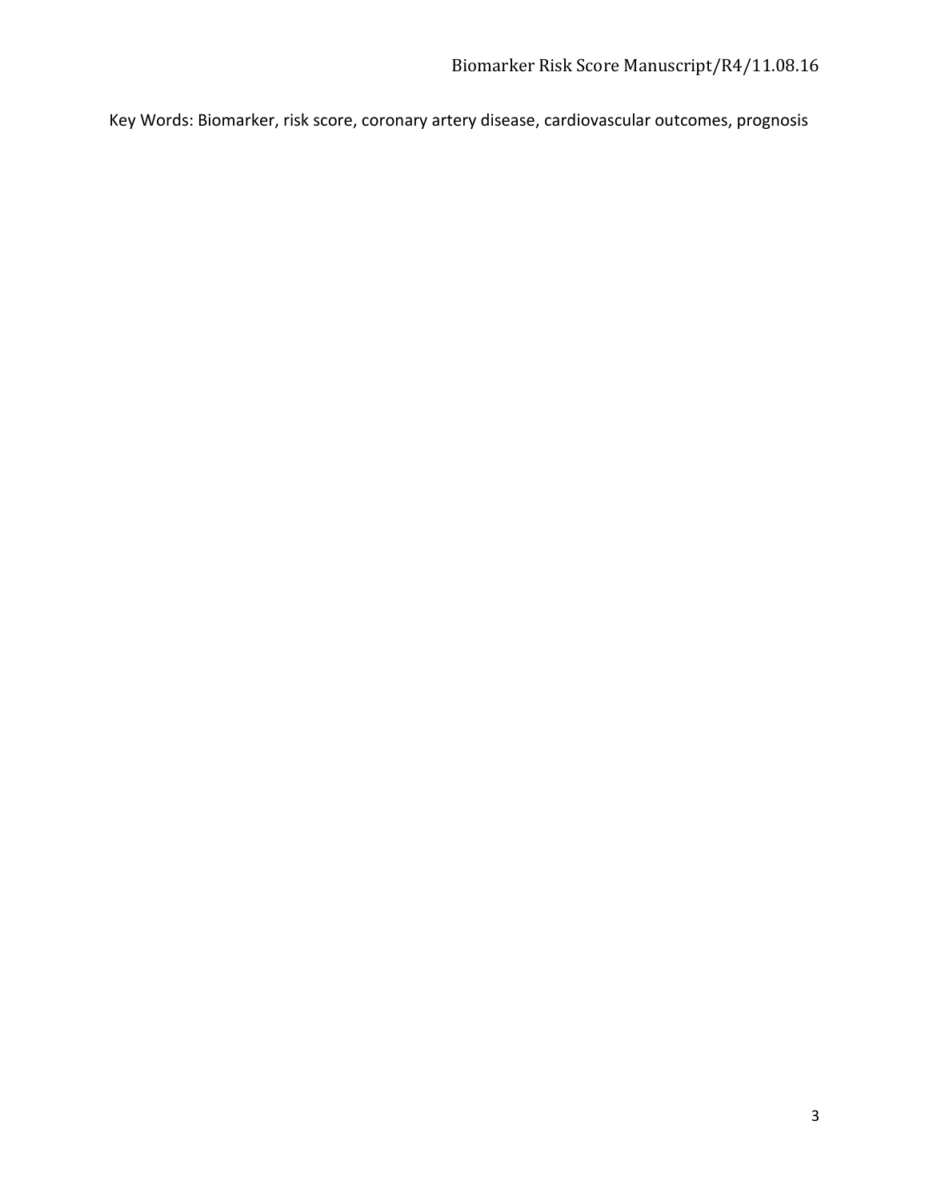Key Words: Biomarker, risk score, coronary artery disease, cardiovascular outcomes, prognosis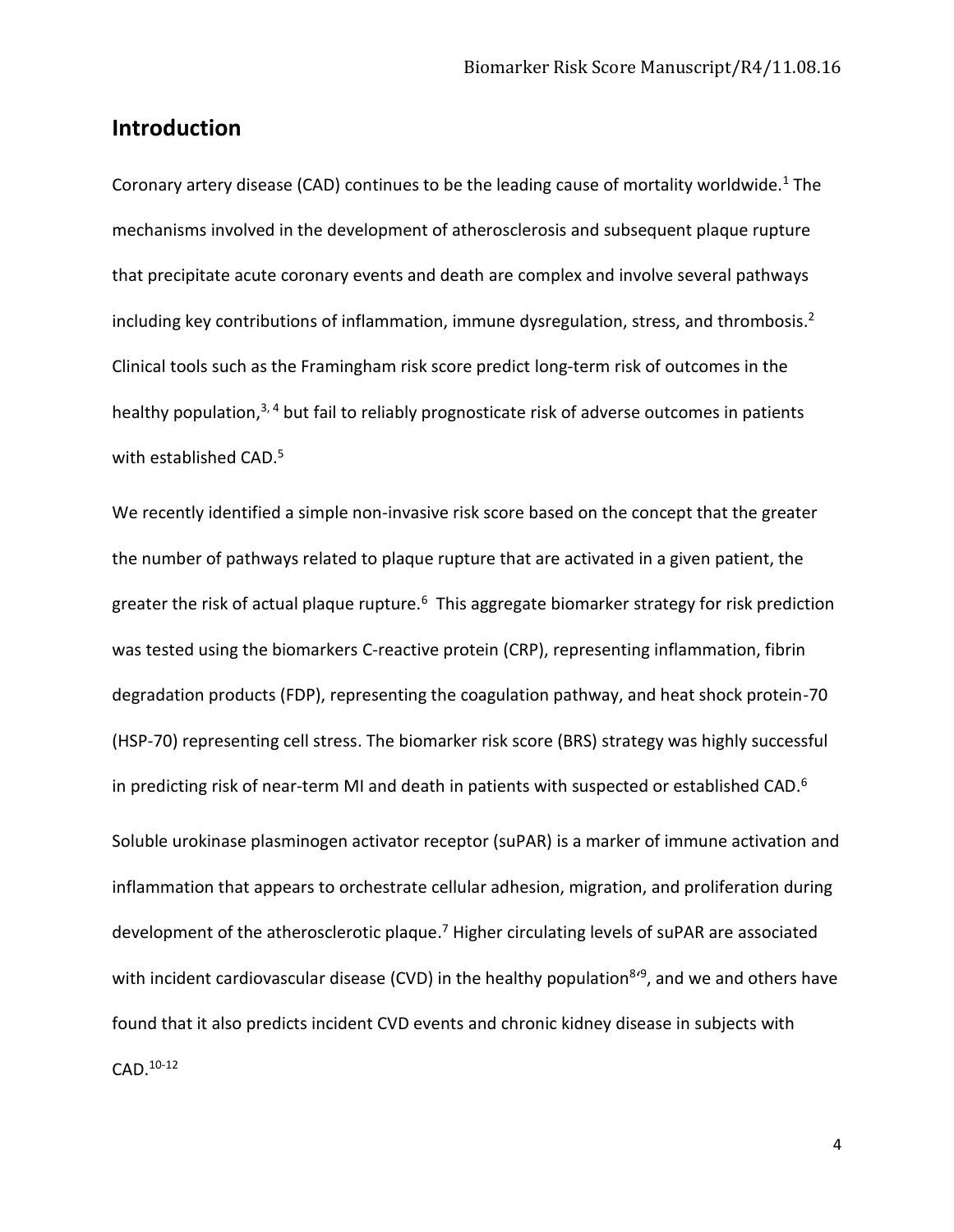## Introduction

Coronary artery disease (CAD) continues to be the leading cause of mortality worldwide.[1] The mechanisms involved in the development of atherosclerosis and subsequent plaque rupture that precipitate acute coronary events and death are complex and involve several pathways including key contributions of inflammation, immune dysregulation, stress, and thrombosis.[2] Clinical tools such as the Framingham risk score predict long-term risk of outcomes in the healthy population,[3, 4] but fail to reliably prognosticate risk of adverse outcomes in patients with established CAD.[5]

We recently identified a simple non-invasive risk score based on the concept that the greater the number of pathways related to plaque rupture that are activated in a given patient, the greater the risk of actual plaque rupture.[6] This aggregate biomarker strategy for risk prediction was tested using the biomarkers C-reactive protein (CRP), representing inflammation, fibrin degradation products (FDP), representing the coagulation pathway, and heat shock protein-70 (HSP-70) representing cell stress. The biomarker risk score (BRS) strategy was highly successful in predicting risk of near-term MI and death in patients with suspected or established CAD.[6]

Soluble urokinase plasminogen activator receptor (suPAR) is a marker of immune activation and inflammation that appears to orchestrate cellular adhesion, migration, and proliferation during development of the atherosclerotic plaque.[7] Higher circulating levels of suPAR are associated with incident cardiovascular disease (CVD) in the healthy population[8,9], and we and others have found that it also predicts incident CVD events and chronic kidney disease in subjects with CAD.[10-12]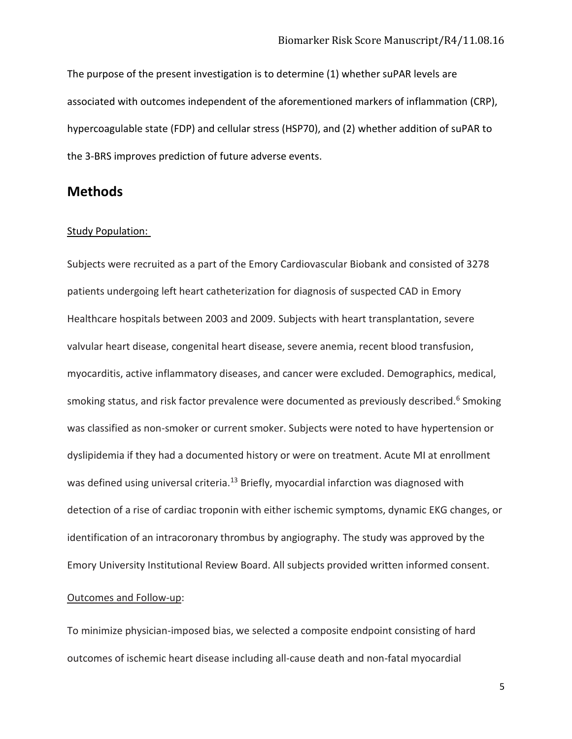The purpose of the present investigation is to determine (1) whether suPAR levels are associated with outcomes independent of the aforementioned markers of inflammation (CRP), hypercoagulable state (FDP) and cellular stress (HSP70), and (2) whether addition of suPAR to the 3-BRS improves prediction of future adverse events.

## Methods

### Study Population:

Subjects were recruited as a part of the Emory Cardiovascular Biobank and consisted of 3278 patients undergoing left heart catheterization for diagnosis of suspected CAD in Emory Healthcare hospitals between 2003 and 2009. Subjects with heart transplantation, severe valvular heart disease, congenital heart disease, severe anemia, recent blood transfusion, myocarditis, active inflammatory diseases, and cancer were excluded. Demographics, medical, smoking status, and risk factor prevalence were documented as previously described.[6] Smoking was classified as non-smoker or current smoker. Subjects were noted to have hypertension or dyslipidemia if they had a documented history or were on treatment. Acute MI at enrollment was defined using universal criteria.[13] Briefly, myocardial infarction was diagnosed with detection of a rise of cardiac troponin with either ischemic symptoms, dynamic EKG changes, or identification of an intracoronary thrombus by angiography. The study was approved by the Emory University Institutional Review Board. All subjects provided written informed consent.

### Outcomes and Follow-up:

To minimize physician-imposed bias, we selected a composite endpoint consisting of hard outcomes of ischemic heart disease including all-cause death and non-fatal myocardial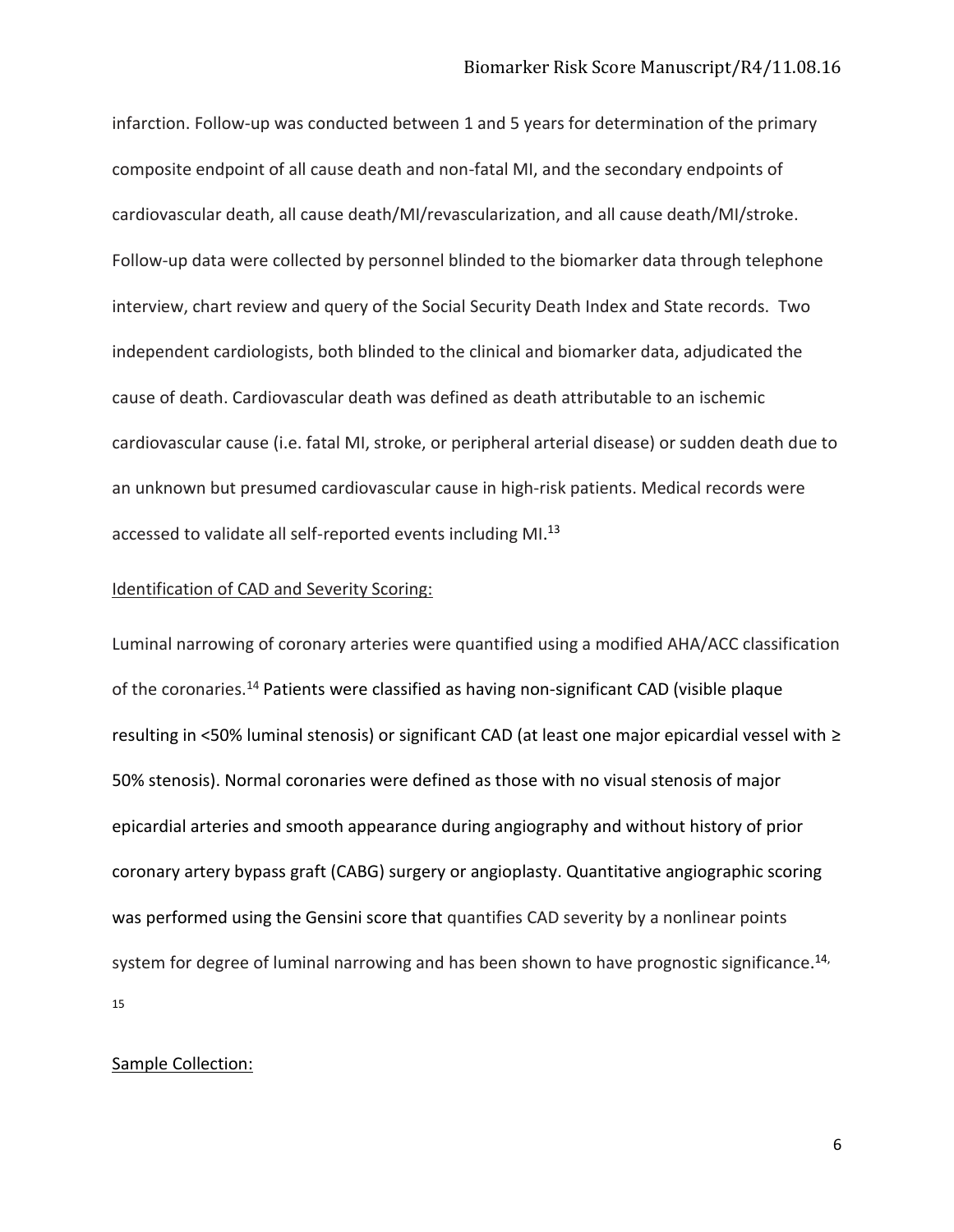infarction. Follow-up was conducted between 1 and 5 years for determination of the primary composite endpoint of all cause death and non-fatal MI, and the secondary endpoints of cardiovascular death, all cause death/MI/revascularization, and all cause death/MI/stroke. Follow-up data were collected by personnel blinded to the biomarker data through telephone interview, chart review and query of the Social Security Death Index and State records. Two independent cardiologists, both blinded to the clinical and biomarker data, adjudicated the cause of death. Cardiovascular death was defined as death attributable to an ischemic cardiovascular cause (i.e. fatal MI, stroke, or peripheral arterial disease) or sudden death due to an unknown but presumed cardiovascular cause in high-risk patients. Medical records were accessed to validate all self-reported events including MI.[13]

Identification of CAD and Severity Scoring:

Luminal narrowing of coronary arteries were quantified using a modified AHA/ACC classification of the coronaries.[14] Patients were classified as having non-significant CAD (visible plaque resulting in <50% luminal stenosis) or significant CAD (at least one major epicardial vessel with ≥ 50% stenosis). Normal coronaries were defined as those with no visual stenosis of major epicardial arteries and smooth appearance during angiography and without history of prior coronary artery bypass graft (CABG) surgery or angioplasty. Quantitative angiographic scoring was performed using the Gensini score that quantifies CAD severity by a nonlinear points system for degree of luminal narrowing and has been shown to have prognostic significance.[14, 15]

Sample Collection: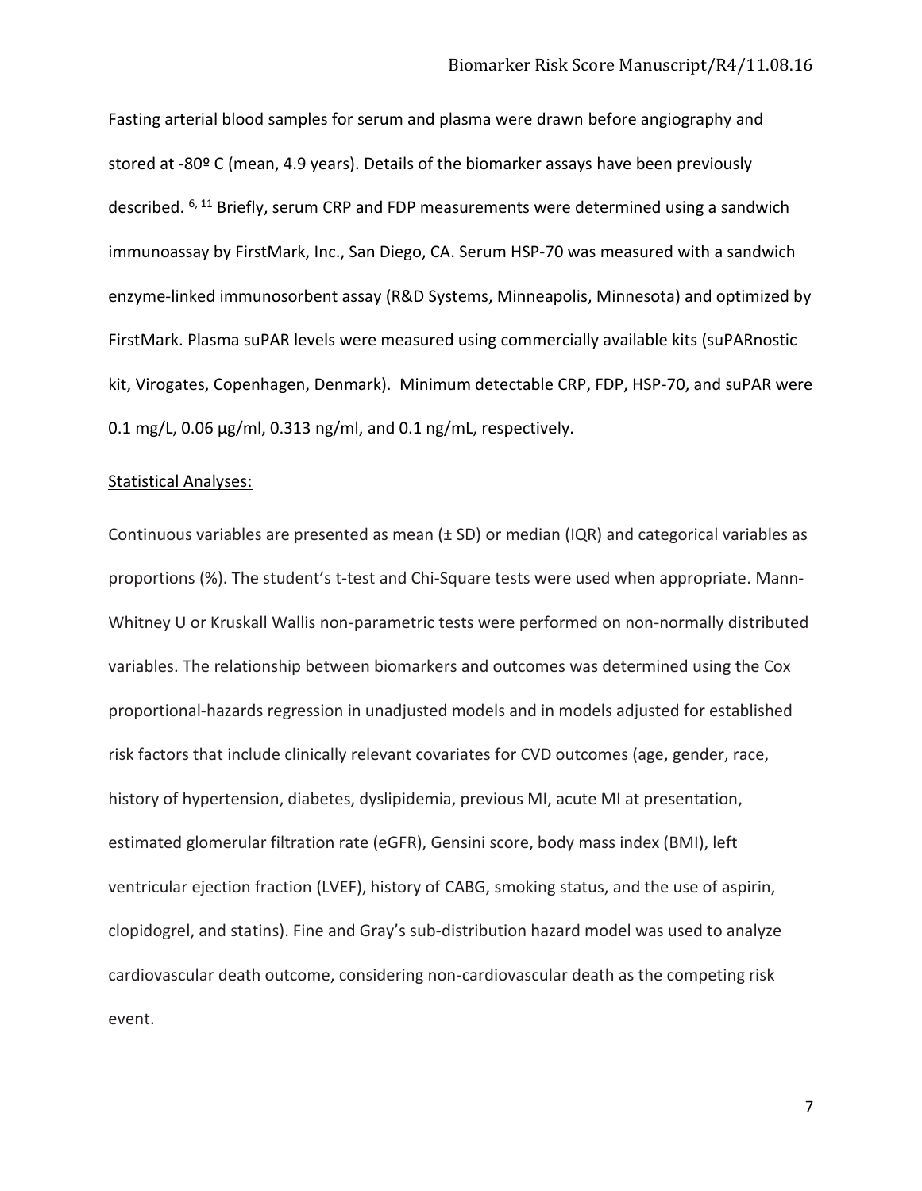Fasting arterial blood samples for serum and plasma were drawn before angiography and stored at -80º C (mean, 4.9 years). Details of the biomarker assays have been previously described. [6, 11] Briefly, serum CRP and FDP measurements were determined using a sandwich immunoassay by FirstMark, Inc., San Diego, CA. Serum HSP-70 was measured with a sandwich enzyme-linked immunosorbent assay (R&D Systems, Minneapolis, Minnesota) and optimized by FirstMark. Plasma suPAR levels were measured using commercially available kits (suPARnostic kit, Virogates, Copenhagen, Denmark). Minimum detectable CRP, FDP, HSP-70, and suPAR were 0.1 mg/L, 0.06 μg/ml, 0.313 ng/ml, and 0.1 ng/mL, respectively.

<u>Statistical Analyses:</u>

Continuous variables are presented as mean (± SD) or median (IQR) and categorical variables as proportions (%). The student's t-test and Chi-Square tests were used when appropriate. Mann-Whitney U or Kruskall Wallis non-parametric tests were performed on non-normally distributed variables. The relationship between biomarkers and outcomes was determined using the Cox proportional-hazards regression in unadjusted models and in models adjusted for established risk factors that include clinically relevant covariates for CVD outcomes (age, gender, race, history of hypertension, diabetes, dyslipidemia, previous MI, acute MI at presentation, estimated glomerular filtration rate (eGFR), Gensini score, body mass index (BMI), left ventricular ejection fraction (LVEF), history of CABG, smoking status, and the use of aspirin, clopidogrel, and statins). Fine and Gray's sub-distribution hazard model was used to analyze cardiovascular death outcome, considering non-cardiovascular death as the competing risk event.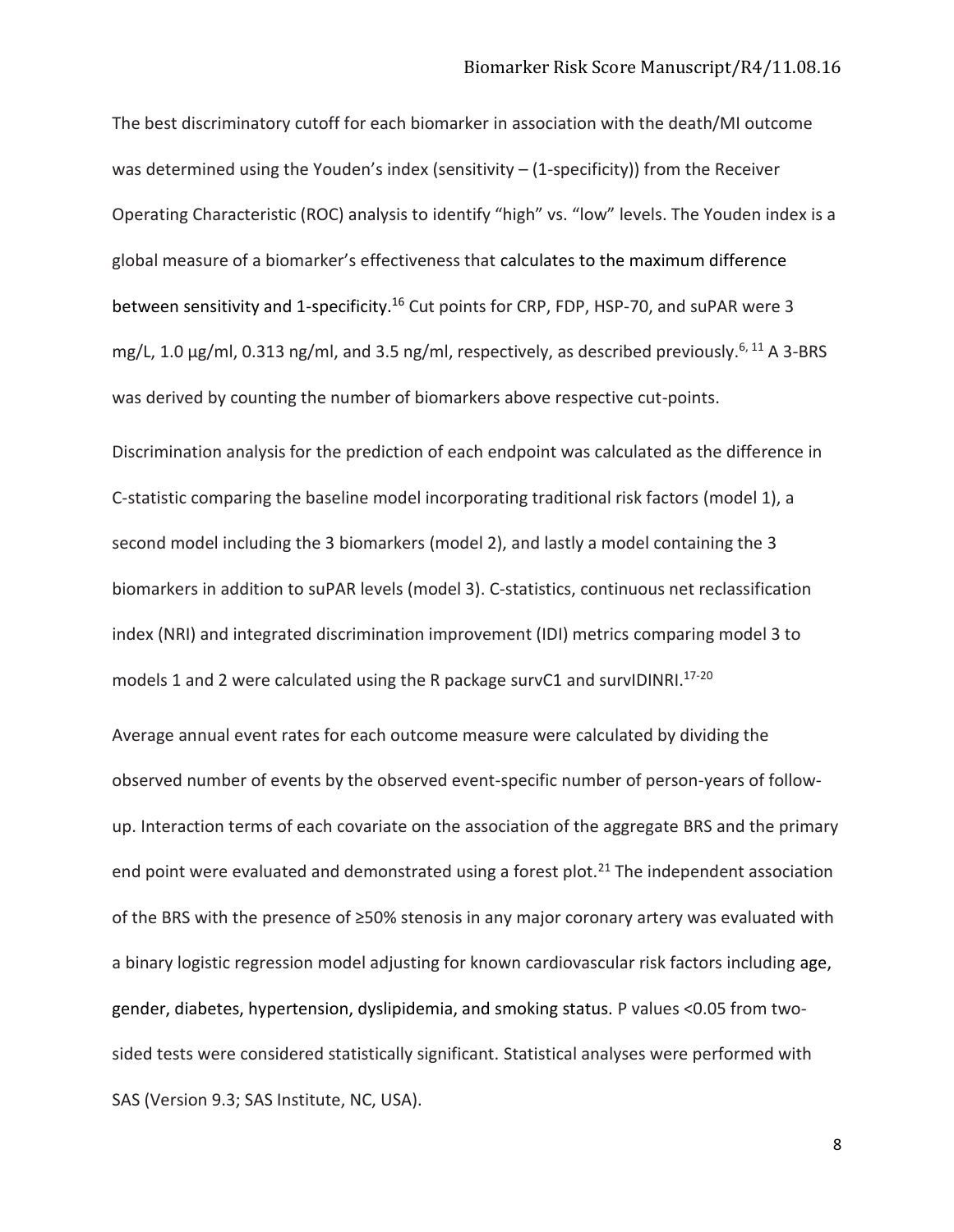The best discriminatory cutoff for each biomarker in association with the death/MI outcome was determined using the Youden's index (sensitivity – (1-specificity)) from the Receiver Operating Characteristic (ROC) analysis to identify "high" vs. "low" levels. The Youden index is a global measure of a biomarker's effectiveness that calculates to the maximum difference between sensitivity and 1-specificity.[16] Cut points for CRP, FDP, HSP-70, and suPAR were 3 mg/L, 1.0 µg/ml, 0.313 ng/ml, and 3.5 ng/ml, respectively, as described previously.[6, 11] A 3-BRS was derived by counting the number of biomarkers above respective cut-points.

Discrimination analysis for the prediction of each endpoint was calculated as the difference in C-statistic comparing the baseline model incorporating traditional risk factors (model 1), a second model including the 3 biomarkers (model 2), and lastly a model containing the 3 biomarkers in addition to suPAR levels (model 3). C-statistics, continuous net reclassification index (NRI) and integrated discrimination improvement (IDI) metrics comparing model 3 to models 1 and 2 were calculated using the R package survC1 and survIDINRI.[17-20]

Average annual event rates for each outcome measure were calculated by dividing the observed number of events by the observed event-specific number of person-years of follow-up. Interaction terms of each covariate on the association of the aggregate BRS and the primary end point were evaluated and demonstrated using a forest plot.[21] The independent association of the BRS with the presence of ≥50% stenosis in any major coronary artery was evaluated with a binary logistic regression model adjusting for known cardiovascular risk factors including age, gender, diabetes, hypertension, dyslipidemia, and smoking status. P values <0.05 from two-sided tests were considered statistically significant. Statistical analyses were performed with SAS (Version 9.3; SAS Institute, NC, USA).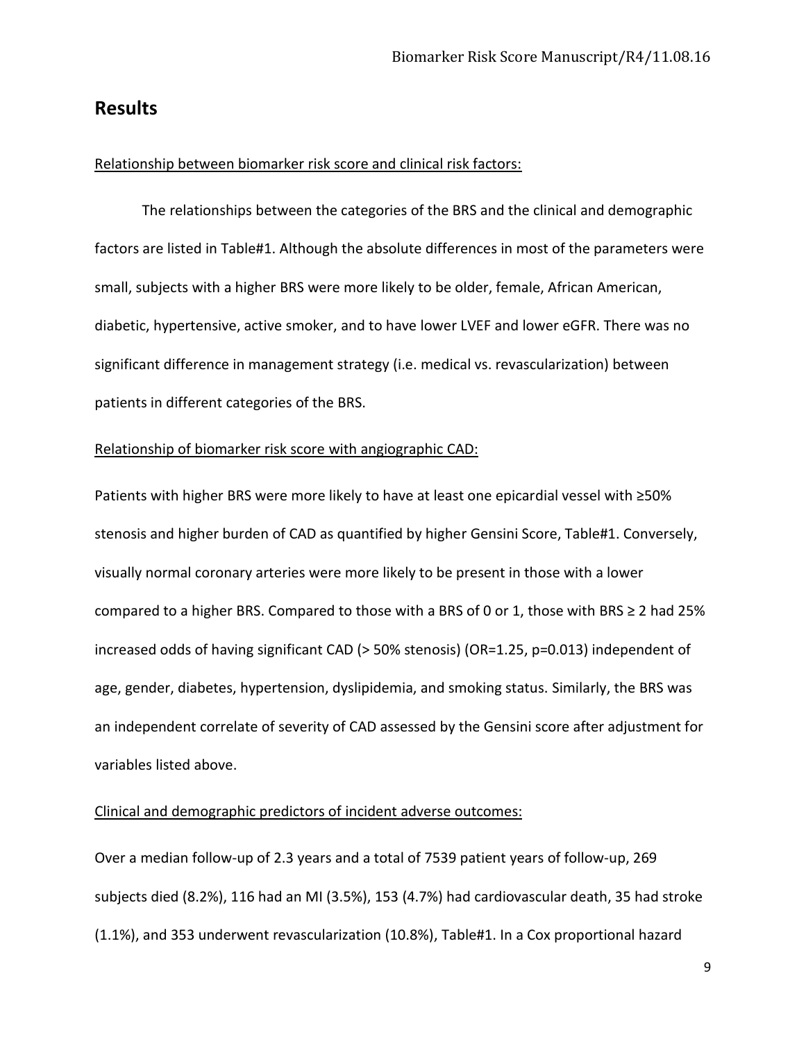## Results

Relationship between biomarker risk score and clinical risk factors:

The relationships between the categories of the BRS and the clinical and demographic factors are listed in Table#1. Although the absolute differences in most of the parameters were small, subjects with a higher BRS were more likely to be older, female, African American, diabetic, hypertensive, active smoker, and to have lower LVEF and lower eGFR. There was no significant difference in management strategy (i.e. medical vs. revascularization) between patients in different categories of the BRS.

Relationship of biomarker risk score with angiographic CAD:

Patients with higher BRS were more likely to have at least one epicardial vessel with ≥50% stenosis and higher burden of CAD as quantified by higher Gensini Score, Table#1. Conversely, visually normal coronary arteries were more likely to be present in those with a lower compared to a higher BRS. Compared to those with a BRS of 0 or 1, those with BRS ≥ 2 had 25% increased odds of having significant CAD (> 50% stenosis) (OR=1.25, p=0.013) independent of age, gender, diabetes, hypertension, dyslipidemia, and smoking status. Similarly, the BRS was an independent correlate of severity of CAD assessed by the Gensini score after adjustment for variables listed above.

Clinical and demographic predictors of incident adverse outcomes:

Over a median follow-up of 2.3 years and a total of 7539 patient years of follow-up, 269 subjects died (8.2%), 116 had an MI (3.5%), 153 (4.7%) had cardiovascular death, 35 had stroke (1.1%), and 353 underwent revascularization (10.8%), Table#1. In a Cox proportional hazard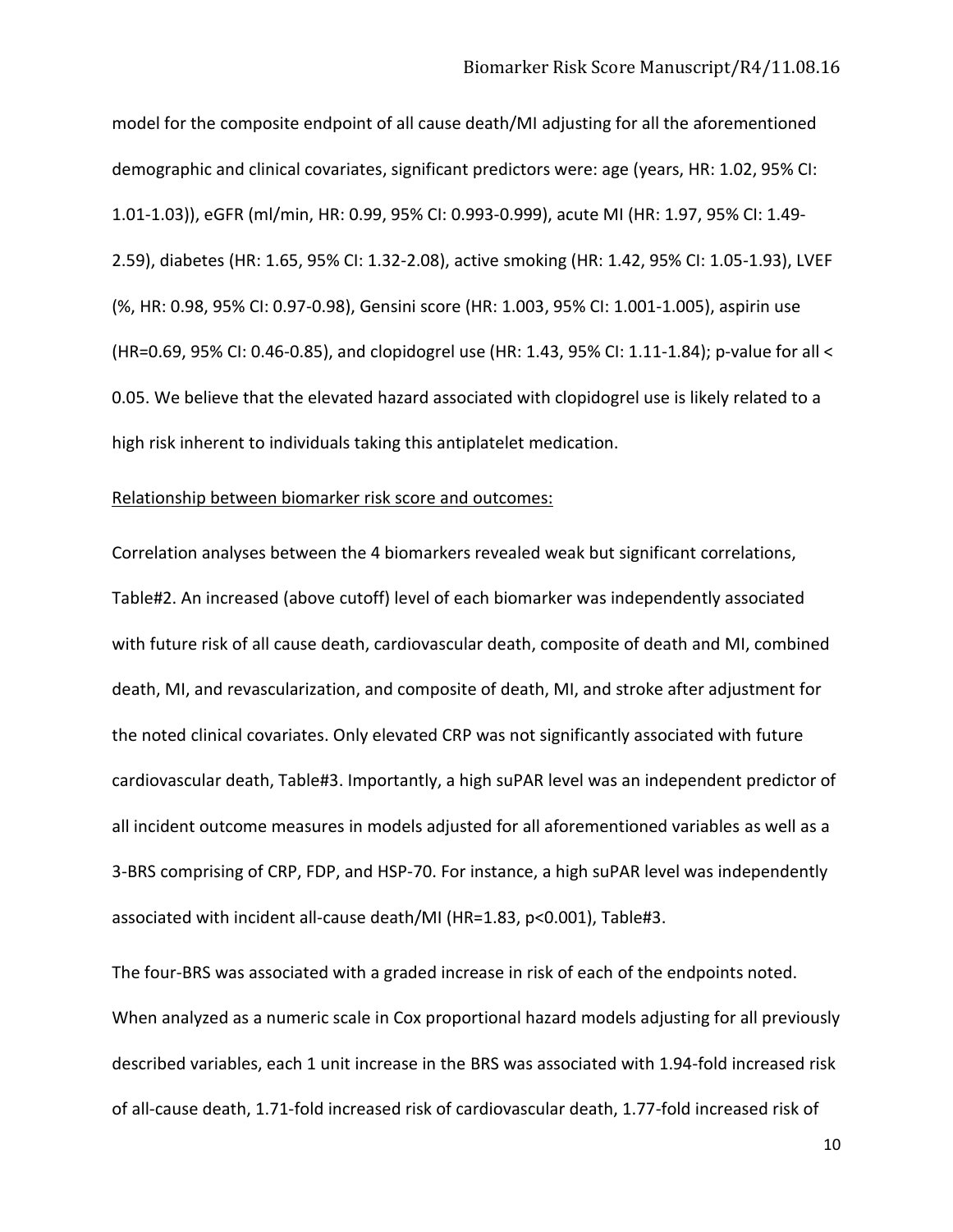model for the composite endpoint of all cause death/MI adjusting for all the aforementioned demographic and clinical covariates, significant predictors were: age (years, HR: 1.02, 95% CI: 1.01-1.03)), eGFR (ml/min, HR: 0.99, 95% CI: 0.993-0.999), acute MI (HR: 1.97, 95% CI: 1.49-2.59), diabetes (HR: 1.65, 95% CI: 1.32-2.08), active smoking (HR: 1.42, 95% CI: 1.05-1.93), LVEF (%, HR: 0.98, 95% CI: 0.97-0.98), Gensini score (HR: 1.003, 95% CI: 1.001-1.005), aspirin use (HR=0.69, 95% CI: 0.46-0.85), and clopidogrel use (HR: 1.43, 95% CI: 1.11-1.84); p-value for all < 0.05. We believe that the elevated hazard associated with clopidogrel use is likely related to a high risk inherent to individuals taking this antiplatelet medication.

Relationship between biomarker risk score and outcomes:

Correlation analyses between the 4 biomarkers revealed weak but significant correlations, Table#2. An increased (above cutoff) level of each biomarker was independently associated with future risk of all cause death, cardiovascular death, composite of death and MI, combined death, MI, and revascularization, and composite of death, MI, and stroke after adjustment for the noted clinical covariates. Only elevated CRP was not significantly associated with future cardiovascular death, Table#3. Importantly, a high suPAR level was an independent predictor of all incident outcome measures in models adjusted for all aforementioned variables as well as a 3-BRS comprising of CRP, FDP, and HSP-70. For instance, a high suPAR level was independently associated with incident all-cause death/MI (HR=1.83, p<0.001), Table#3.

The four-BRS was associated with a graded increase in risk of each of the endpoints noted. When analyzed as a numeric scale in Cox proportional hazard models adjusting for all previously described variables, each 1 unit increase in the BRS was associated with 1.94-fold increased risk of all-cause death, 1.71-fold increased risk of cardiovascular death, 1.77-fold increased risk of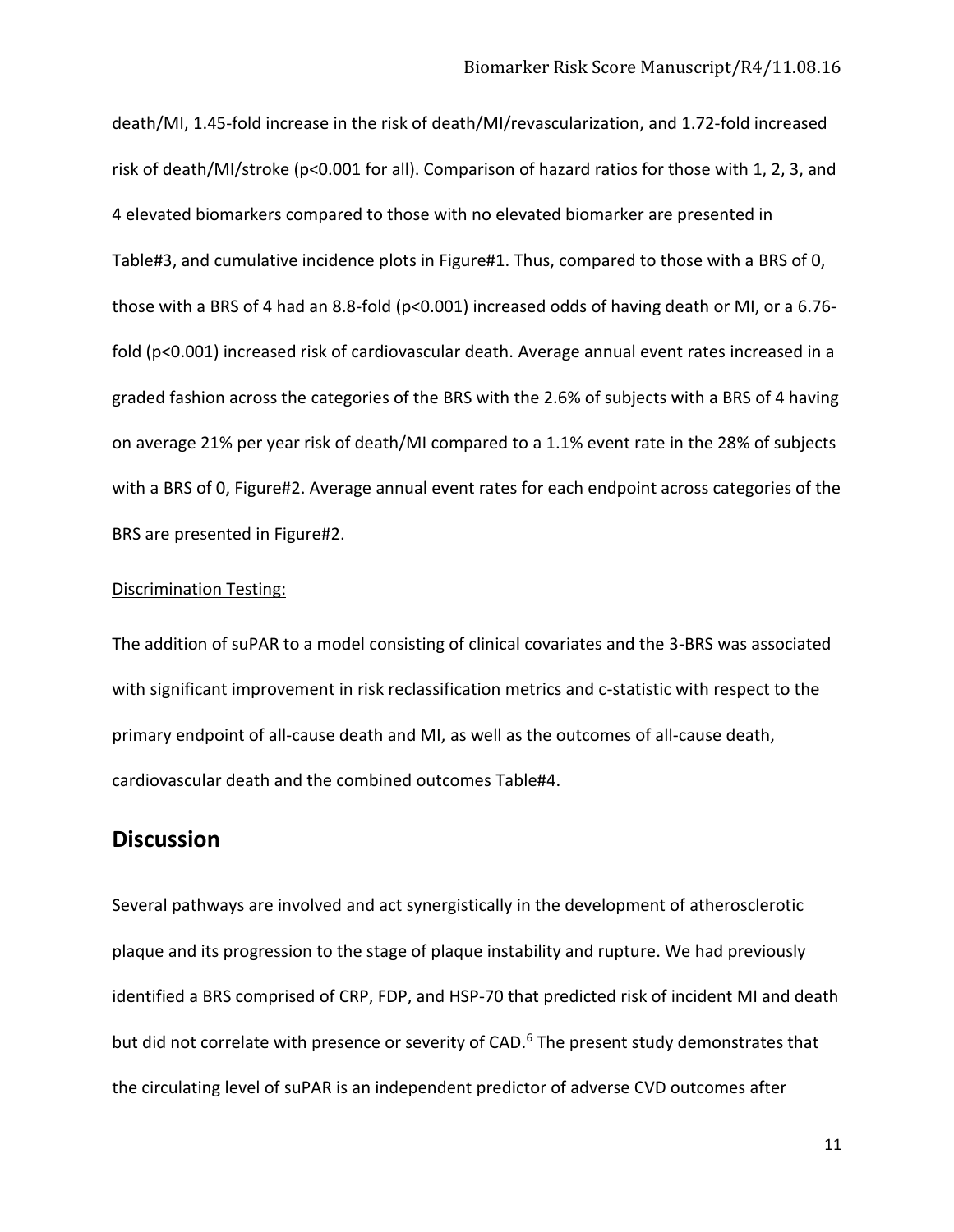death/MI, 1.45-fold increase in the risk of death/MI/revascularization, and 1.72-fold increased risk of death/MI/stroke ($p<0.001$ for all). Comparison of hazard ratios for those with 1, 2, 3, and 4 elevated biomarkers compared to those with no elevated biomarker are presented in Table#3, and cumulative incidence plots in Figure#1. Thus, compared to those with a BRS of 0, those with a BRS of 4 had an 8.8-fold ($p<0.001$) increased odds of having death or MI, or a 6.76-fold ($p<0.001$) increased risk of cardiovascular death. Average annual event rates increased in a graded fashion across the categories of the BRS with the 2.6% of subjects with a BRS of 4 having on average 21% per year risk of death/MI compared to a 1.1% event rate in the 28% of subjects with a BRS of 0, Figure#2. Average annual event rates for each endpoint across categories of the BRS are presented in Figure#2.

Discrimination Testing:

The addition of suPAR to a model consisting of clinical covariates and the 3-BRS was associated with significant improvement in risk reclassification metrics and c-statistic with respect to the primary endpoint of all-cause death and MI, as well as the outcomes of all-cause death, cardiovascular death and the combined outcomes Table#4.

## Discussion

Several pathways are involved and act synergistically in the development of atherosclerotic plaque and its progression to the stage of plaque instability and rupture. We had previously identified a BRS comprised of CRP, FDP, and HSP-70 that predicted risk of incident MI and death but did not correlate with presence or severity of CAD.[6] The present study demonstrates that the circulating level of suPAR is an independent predictor of adverse CVD outcomes after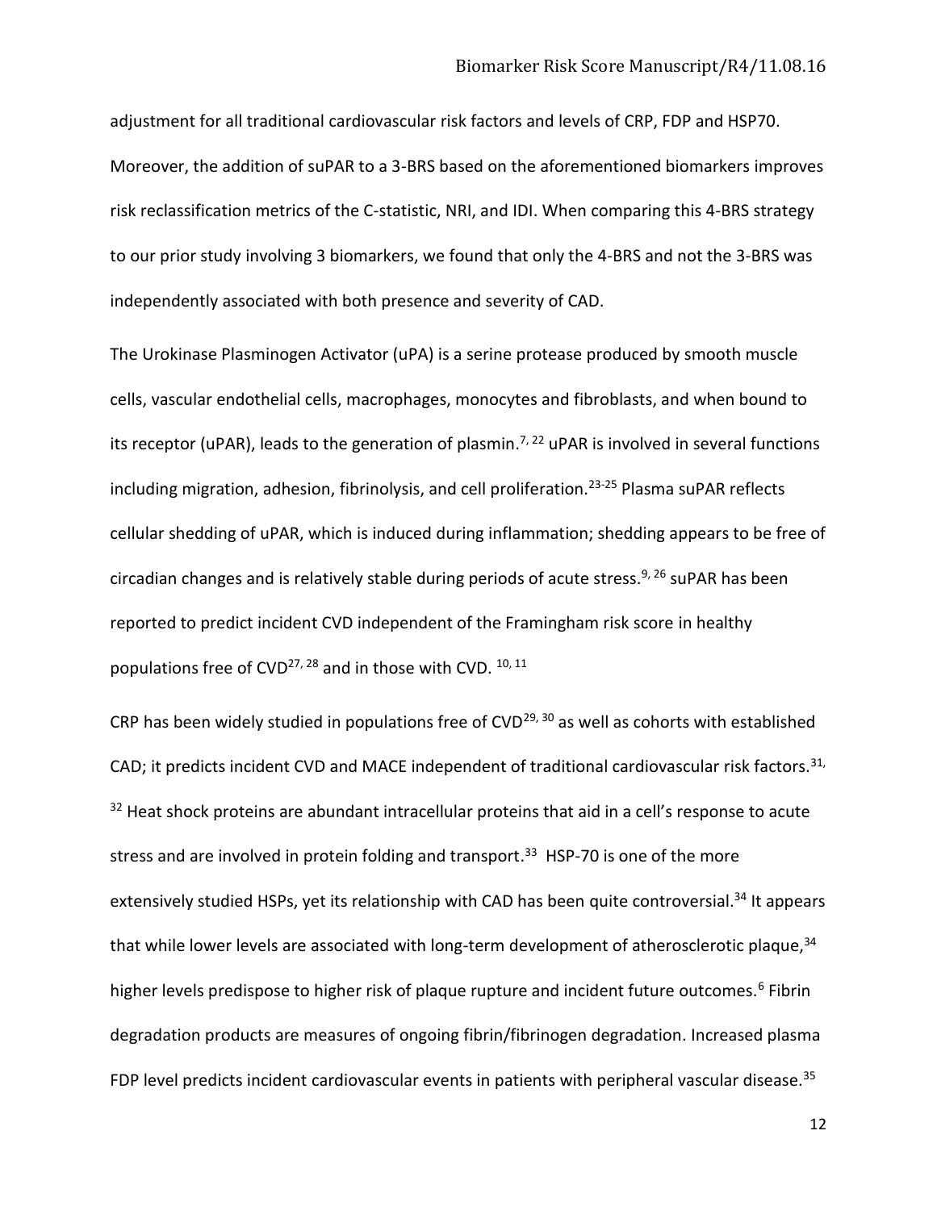adjustment for all traditional cardiovascular risk factors and levels of CRP, FDP and HSP70. Moreover, the addition of suPAR to a 3-BRS based on the aforementioned biomarkers improves risk reclassification metrics of the C-statistic, NRI, and IDI. When comparing this 4-BRS strategy to our prior study involving 3 biomarkers, we found that only the 4-BRS and not the 3-BRS was independently associated with both presence and severity of CAD.

The Urokinase Plasminogen Activator (uPA) is a serine protease produced by smooth muscle cells, vascular endothelial cells, macrophages, monocytes and fibroblasts, and when bound to its receptor (uPAR), leads to the generation of plasmin.[7, 22] uPAR is involved in several functions including migration, adhesion, fibrinolysis, and cell proliferation.[23-25] Plasma suPAR reflects cellular shedding of uPAR, which is induced during inflammation; shedding appears to be free of circadian changes and is relatively stable during periods of acute stress.[9, 26] suPAR has been reported to predict incident CVD independent of the Framingham risk score in healthy populations free of CVD[27, 28] and in those with CVD. [10, 11]

CRP has been widely studied in populations free of CVD[29, 30] as well as cohorts with established CAD; it predicts incident CVD and MACE independent of traditional cardiovascular risk factors.[31, 32] Heat shock proteins are abundant intracellular proteins that aid in a cell's response to acute stress and are involved in protein folding and transport.[33] HSP-70 is one of the more extensively studied HSPs, yet its relationship with CAD has been quite controversial.[34] It appears that while lower levels are associated with long-term development of atherosclerotic plaque,[34] higher levels predispose to higher risk of plaque rupture and incident future outcomes.[6] Fibrin degradation products are measures of ongoing fibrin/fibrinogen degradation. Increased plasma FDP level predicts incident cardiovascular events in patients with peripheral vascular disease.[35]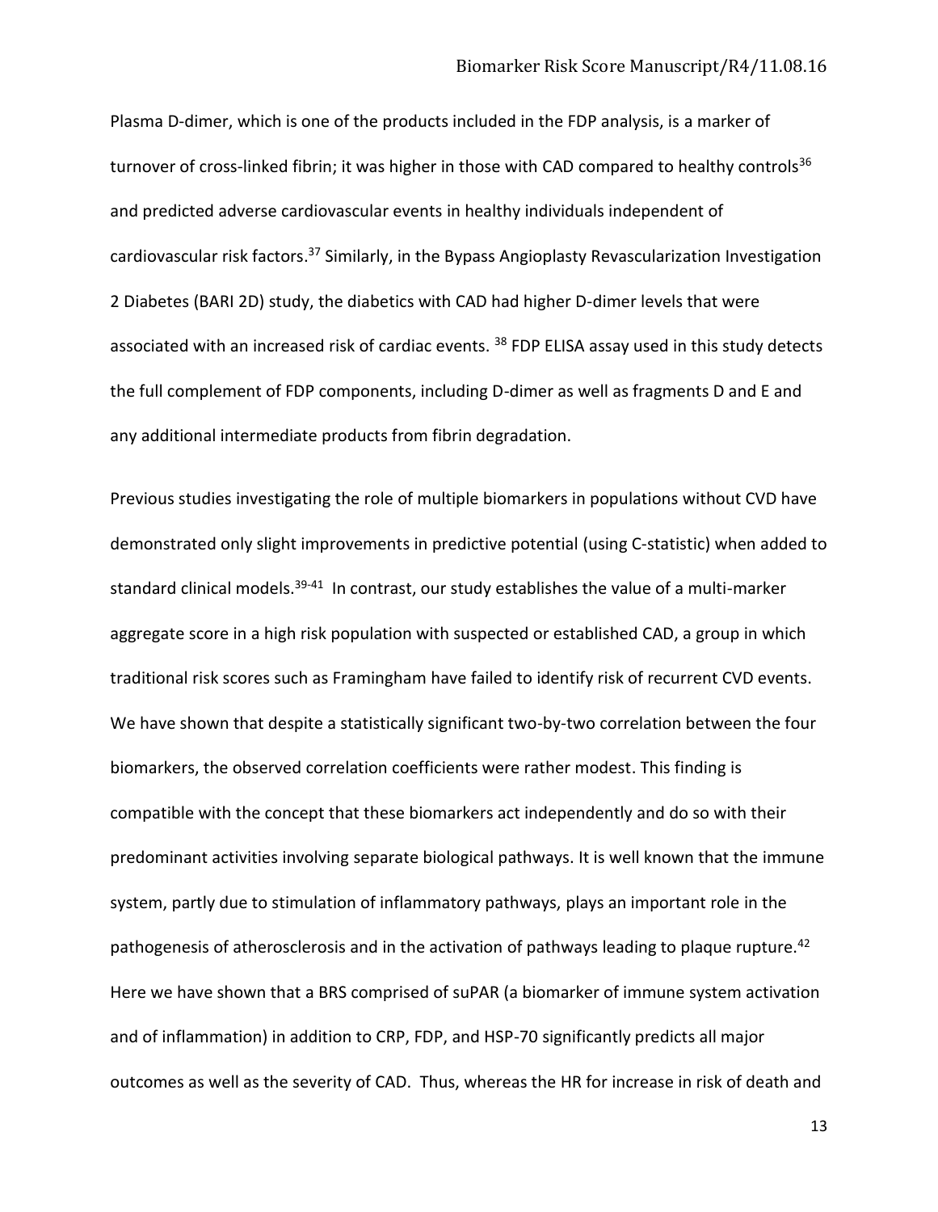Plasma D-dimer, which is one of the products included in the FDP analysis, is a marker of turnover of cross-linked fibrin; it was higher in those with CAD compared to healthy controls[36] and predicted adverse cardiovascular events in healthy individuals independent of cardiovascular risk factors.[37] Similarly, in the Bypass Angioplasty Revascularization Investigation 2 Diabetes (BARI 2D) study, the diabetics with CAD had higher D-dimer levels that were associated with an increased risk of cardiac events. [38] FDP ELISA assay used in this study detects the full complement of FDP components, including D-dimer as well as fragments D and E and any additional intermediate products from fibrin degradation.

Previous studies investigating the role of multiple biomarkers in populations without CVD have demonstrated only slight improvements in predictive potential (using C-statistic) when added to standard clinical models.[39-41] In contrast, our study establishes the value of a multi-marker aggregate score in a high risk population with suspected or established CAD, a group in which traditional risk scores such as Framingham have failed to identify risk of recurrent CVD events. We have shown that despite a statistically significant two-by-two correlation between the four biomarkers, the observed correlation coefficients were rather modest. This finding is compatible with the concept that these biomarkers act independently and do so with their predominant activities involving separate biological pathways. It is well known that the immune system, partly due to stimulation of inflammatory pathways, plays an important role in the pathogenesis of atherosclerosis and in the activation of pathways leading to plaque rupture.[42] Here we have shown that a BRS comprised of suPAR (a biomarker of immune system activation and of inflammation) in addition to CRP, FDP, and HSP-70 significantly predicts all major outcomes as well as the severity of CAD. Thus, whereas the HR for increase in risk of death and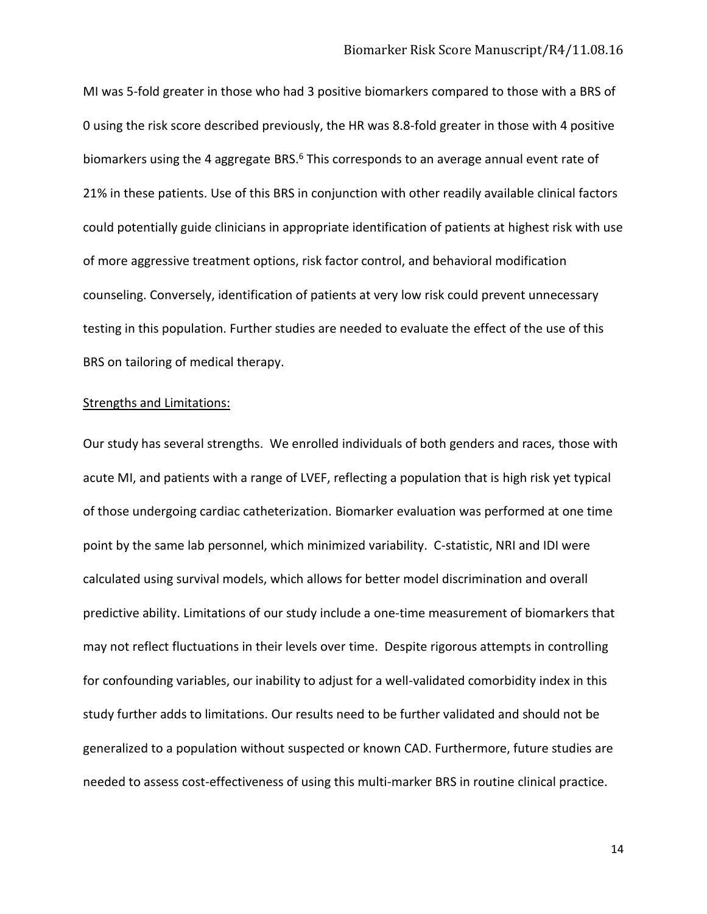MI was 5-fold greater in those who had 3 positive biomarkers compared to those with a BRS of 0 using the risk score described previously, the HR was 8.8-fold greater in those with 4 positive biomarkers using the 4 aggregate BRS.[6] This corresponds to an average annual event rate of 21% in these patients. Use of this BRS in conjunction with other readily available clinical factors could potentially guide clinicians in appropriate identification of patients at highest risk with use of more aggressive treatment options, risk factor control, and behavioral modification counseling. Conversely, identification of patients at very low risk could prevent unnecessary testing in this population. Further studies are needed to evaluate the effect of the use of this BRS on tailoring of medical therapy.

Strengths and Limitations:

Our study has several strengths. We enrolled individuals of both genders and races, those with acute MI, and patients with a range of LVEF, reflecting a population that is high risk yet typical of those undergoing cardiac catheterization. Biomarker evaluation was performed at one time point by the same lab personnel, which minimized variability. C-statistic, NRI and IDI were calculated using survival models, which allows for better model discrimination and overall predictive ability. Limitations of our study include a one-time measurement of biomarkers that may not reflect fluctuations in their levels over time. Despite rigorous attempts in controlling for confounding variables, our inability to adjust for a well-validated comorbidity index in this study further adds to limitations. Our results need to be further validated and should not be generalized to a population without suspected or known CAD. Furthermore, future studies are needed to assess cost-effectiveness of using this multi-marker BRS in routine clinical practice.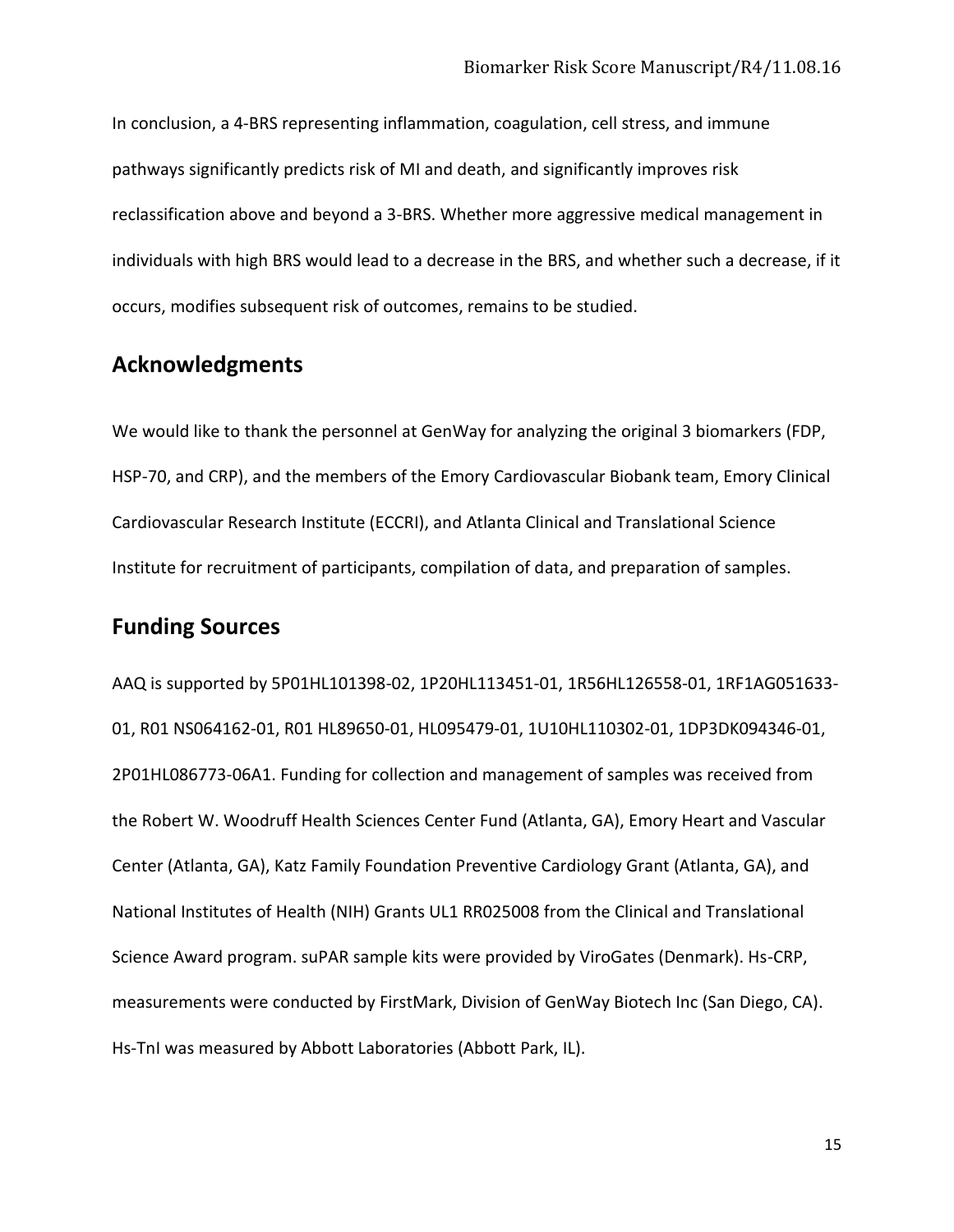In conclusion, a 4-BRS representing inflammation, coagulation, cell stress, and immune pathways significantly predicts risk of MI and death, and significantly improves risk reclassification above and beyond a 3-BRS. Whether more aggressive medical management in individuals with high BRS would lead to a decrease in the BRS, and whether such a decrease, if it occurs, modifies subsequent risk of outcomes, remains to be studied.

## Acknowledgments

We would like to thank the personnel at GenWay for analyzing the original 3 biomarkers (FDP, HSP-70, and CRP), and the members of the Emory Cardiovascular Biobank team, Emory Clinical Cardiovascular Research Institute (ECCRI), and Atlanta Clinical and Translational Science Institute for recruitment of participants, compilation of data, and preparation of samples.

## Funding Sources

AAQ is supported by 5P01HL101398-02, 1P20HL113451-01, 1R56HL126558-01, 1RF1AG051633-01, R01 NS064162-01, R01 HL89650-01, HL095479-01, 1U10HL110302-01, 1DP3DK094346-01, 2P01HL086773-06A1. Funding for collection and management of samples was received from the Robert W. Woodruff Health Sciences Center Fund (Atlanta, GA), Emory Heart and Vascular Center (Atlanta, GA), Katz Family Foundation Preventive Cardiology Grant (Atlanta, GA), and National Institutes of Health (NIH) Grants UL1 RR025008 from the Clinical and Translational Science Award program. suPAR sample kits were provided by ViroGates (Denmark). Hs-CRP, measurements were conducted by FirstMark, Division of GenWay Biotech Inc (San Diego, CA). Hs-TnI was measured by Abbott Laboratories (Abbott Park, IL).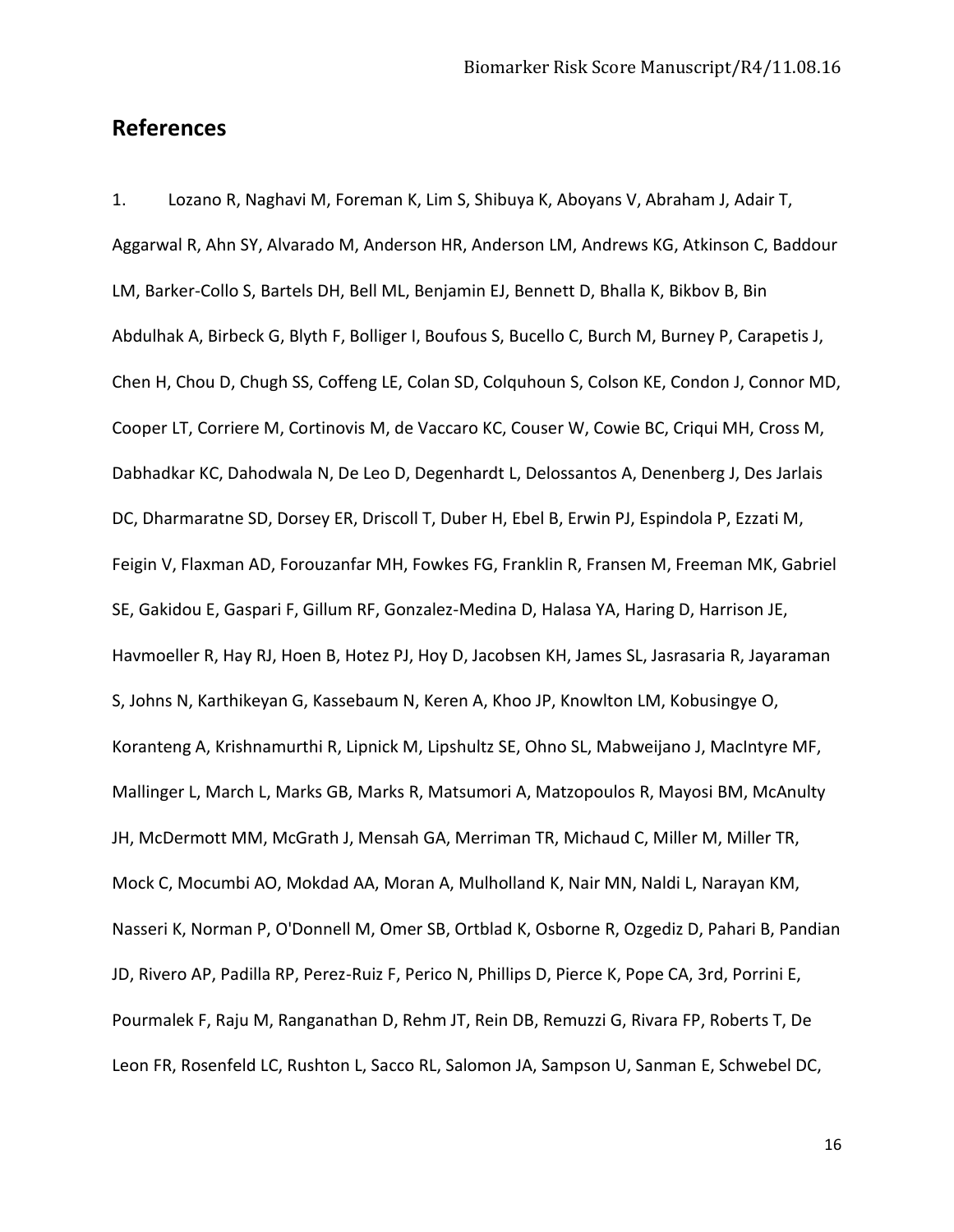## References

1. Lozano R, Naghavi M, Foreman K, Lim S, Shibuya K, Aboyans V, Abraham J, Adair T, Aggarwal R, Ahn SY, Alvarado M, Anderson HR, Anderson LM, Andrews KG, Atkinson C, Baddour LM, Barker-Collo S, Bartels DH, Bell ML, Benjamin EJ, Bennett D, Bhalla K, Bikbov B, Bin Abdulhak A, Birbeck G, Blyth F, Bolliger I, Boufous S, Bucello C, Burch M, Burney P, Carapetis J, Chen H, Chou D, Chugh SS, Coffeng LE, Colan SD, Colquhoun S, Colson KE, Condon J, Connor MD, Cooper LT, Corriere M, Cortinovis M, de Vaccaro KC, Couser W, Cowie BC, Criqui MH, Cross M, Dabhadkar KC, Dahodwala N, De Leo D, Degenhardt L, Delossantos A, Denenberg J, Des Jarlais DC, Dharmaratne SD, Dorsey ER, Driscoll T, Duber H, Ebel B, Erwin PJ, Espindola P, Ezzati M, Feigin V, Flaxman AD, Forouzanfar MH, Fowkes FG, Franklin R, Fransen M, Freeman MK, Gabriel SE, Gakidou E, Gaspari F, Gillum RF, Gonzalez-Medina D, Halasa YA, Haring D, Harrison JE, Havmoeller R, Hay RJ, Hoen B, Hotez PJ, Hoy D, Jacobsen KH, James SL, Jasrasaria R, Jayaraman S, Johns N, Karthikeyan G, Kassebaum N, Keren A, Khoo JP, Knowlton LM, Kobusingye O, Koranteng A, Krishnamurthi R, Lipnick M, Lipshultz SE, Ohno SL, Mabweijano J, MacIntyre MF, Mallinger L, March L, Marks GB, Marks R, Matsumori A, Matzopoulos R, Mayosi BM, McAnulty JH, McDermott MM, McGrath J, Mensah GA, Merriman TR, Michaud C, Miller M, Miller TR, Mock C, Mocumbi AO, Mokdad AA, Moran A, Mulholland K, Nair MN, Naldi L, Narayan KM, Nasseri K, Norman P, O'Donnell M, Omer SB, Ortblad K, Osborne R, Ozgediz D, Pahari B, Pandian JD, Rivero AP, Padilla RP, Perez-Ruiz F, Perico N, Phillips D, Pierce K, Pope CA, 3rd, Porrini E, Pourmalek F, Raju M, Ranganathan D, Rehm JT, Rein DB, Remuzzi G, Rivara FP, Roberts T, De Leon FR, Rosenfeld LC, Rushton L, Sacco RL, Salomon JA, Sampson U, Sanman E, Schwebel DC,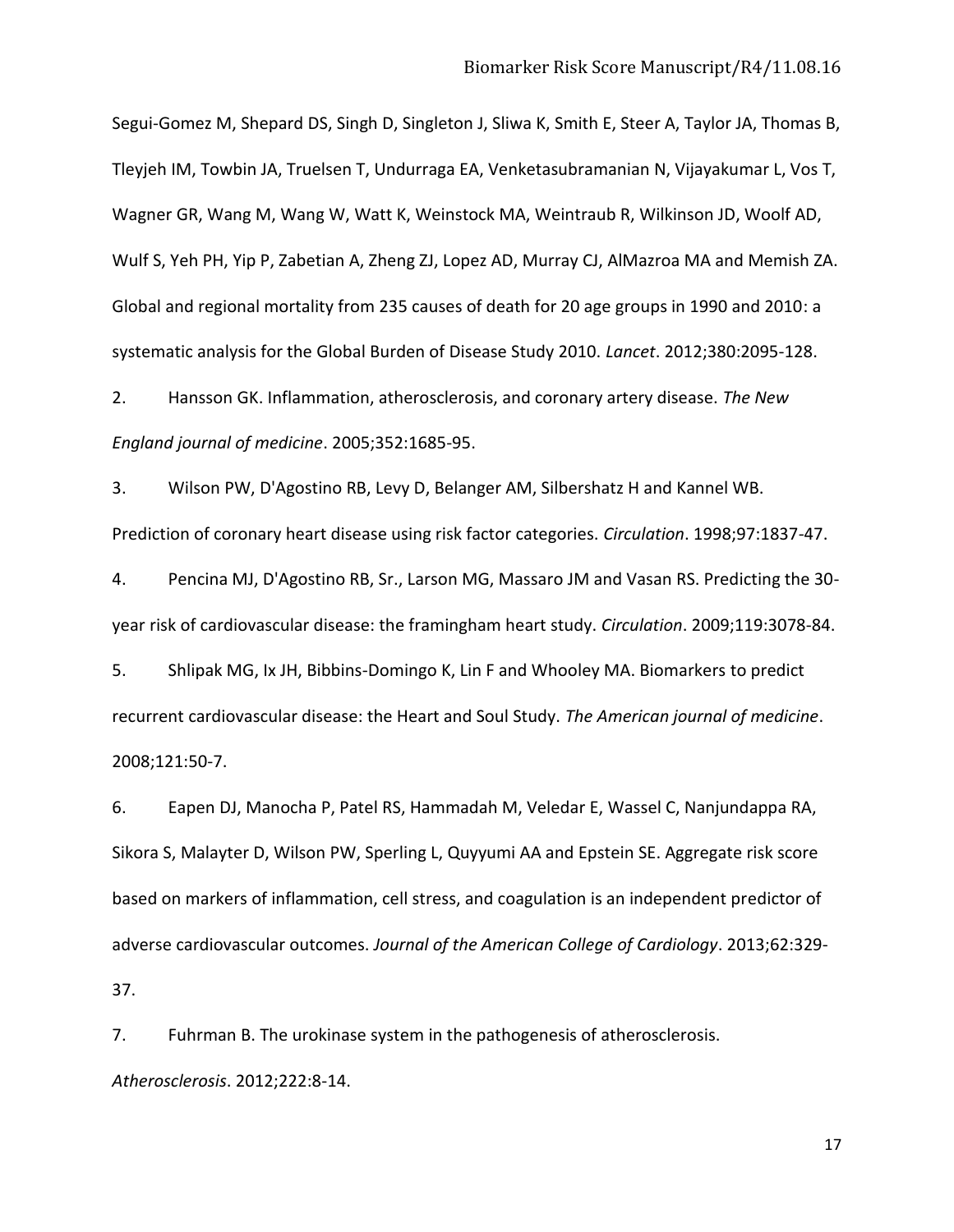Segui-Gomez M, Shepard DS, Singh D, Singleton J, Sliwa K, Smith E, Steer A, Taylor JA, Thomas B, Tleyjeh IM, Towbin JA, Truelsen T, Undurraga EA, Venketasubramanian N, Vijayakumar L, Vos T, Wagner GR, Wang M, Wang W, Watt K, Weinstock MA, Weintraub R, Wilkinson JD, Woolf AD, Wulf S, Yeh PH, Yip P, Zabetian A, Zheng ZJ, Lopez AD, Murray CJ, AlMazroa MA and Memish ZA. Global and regional mortality from 235 causes of death for 20 age groups in 1990 and 2010: a systematic analysis for the Global Burden of Disease Study 2010. *Lancet*. 2012;380:2095-128.

2. Hansson GK. Inflammation, atherosclerosis, and coronary artery disease. *The New England journal of medicine*. 2005;352:1685-95.

3. Wilson PW, D'Agostino RB, Levy D, Belanger AM, Silbershatz H and Kannel WB. Prediction of coronary heart disease using risk factor categories. *Circulation*. 1998;97:1837-47.

4. Pencina MJ, D'Agostino RB, Sr., Larson MG, Massaro JM and Vasan RS. Predicting the 30-year risk of cardiovascular disease: the framingham heart study. *Circulation*. 2009;119:3078-84.

5. Shlipak MG, Ix JH, Bibbins-Domingo K, Lin F and Whooley MA. Biomarkers to predict recurrent cardiovascular disease: the Heart and Soul Study. *The American journal of medicine*. 2008;121:50-7.

6. Eapen DJ, Manocha P, Patel RS, Hammadah M, Veledar E, Wassel C, Nanjundappa RA, Sikora S, Malayter D, Wilson PW, Sperling L, Quyyumi AA and Epstein SE. Aggregate risk score based on markers of inflammation, cell stress, and coagulation is an independent predictor of adverse cardiovascular outcomes. *Journal of the American College of Cardiology*. 2013;62:329-37.

7. Fuhrman B. The urokinase system in the pathogenesis of atherosclerosis. *Atherosclerosis*. 2012;222:8-14.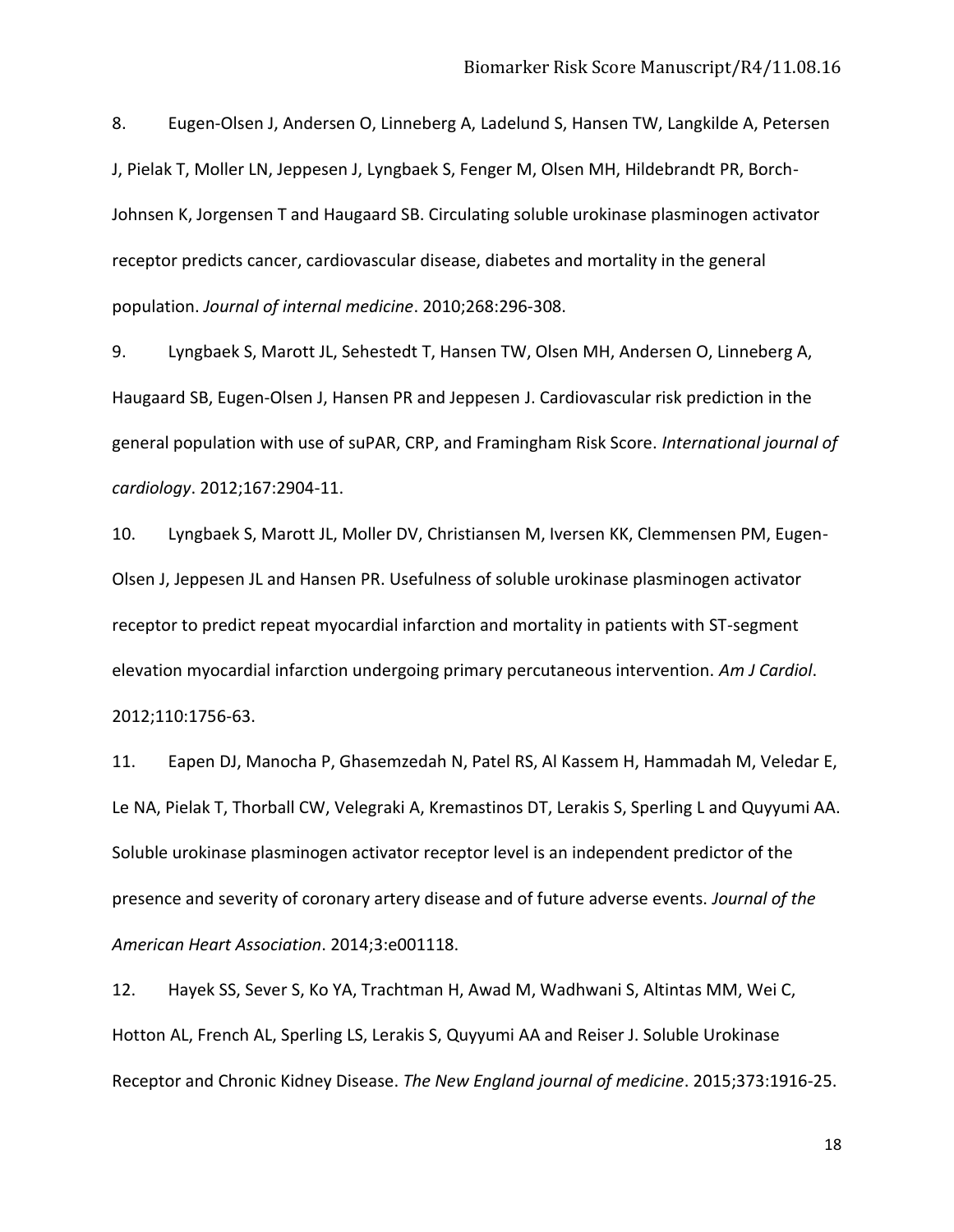8. Eugen-Olsen J, Andersen O, Linneberg A, Ladelund S, Hansen TW, Langkilde A, Petersen J, Pielak T, Moller LN, Jeppesen J, Lyngbaek S, Fenger M, Olsen MH, Hildebrandt PR, Borch-Johnsen K, Jorgensen T and Haugaard SB. Circulating soluble urokinase plasminogen activator receptor predicts cancer, cardiovascular disease, diabetes and mortality in the general population. *Journal of internal medicine*. 2010;268:296-308.

9. Lyngbaek S, Marott JL, Sehestedt T, Hansen TW, Olsen MH, Andersen O, Linneberg A, Haugaard SB, Eugen-Olsen J, Hansen PR and Jeppesen J. Cardiovascular risk prediction in the general population with use of suPAR, CRP, and Framingham Risk Score. *International journal of cardiology*. 2012;167:2904-11.

10. Lyngbaek S, Marott JL, Moller DV, Christiansen M, Iversen KK, Clemmensen PM, Eugen-Olsen J, Jeppesen JL and Hansen PR. Usefulness of soluble urokinase plasminogen activator receptor to predict repeat myocardial infarction and mortality in patients with ST-segment elevation myocardial infarction undergoing primary percutaneous intervention. *Am J Cardiol*. 2012;110:1756-63.

11. Eapen DJ, Manocha P, Ghasemzedah N, Patel RS, Al Kassem H, Hammadah M, Veledar E, Le NA, Pielak T, Thorball CW, Velegraki A, Kremastinos DT, Lerakis S, Sperling L and Quyyumi AA. Soluble urokinase plasminogen activator receptor level is an independent predictor of the presence and severity of coronary artery disease and of future adverse events. *Journal of the American Heart Association*. 2014;3:e001118.

12. Hayek SS, Sever S, Ko YA, Trachtman H, Awad M, Wadhwani S, Altintas MM, Wei C, Hotton AL, French AL, Sperling LS, Lerakis S, Quyyumi AA and Reiser J. Soluble Urokinase Receptor and Chronic Kidney Disease. *The New England journal of medicine*. 2015;373:1916-25.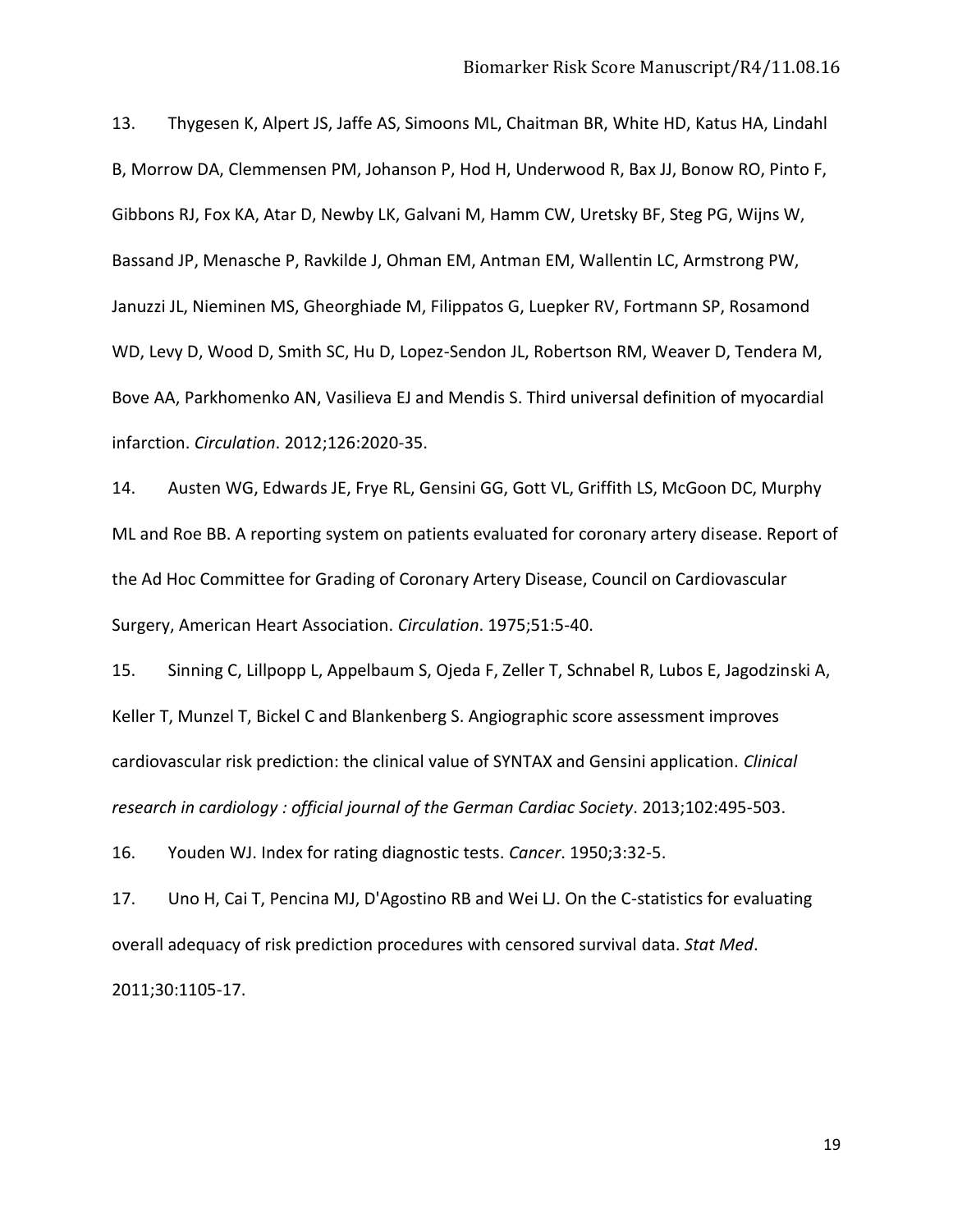13. Thygesen K, Alpert JS, Jaffe AS, Simoons ML, Chaitman BR, White HD, Katus HA, Lindahl B, Morrow DA, Clemmensen PM, Johanson P, Hod H, Underwood R, Bax JJ, Bonow RO, Pinto F, Gibbons RJ, Fox KA, Atar D, Newby LK, Galvani M, Hamm CW, Uretsky BF, Steg PG, Wijns W, Bassand JP, Menasche P, Ravkilde J, Ohman EM, Antman EM, Wallentin LC, Armstrong PW, Januzzi JL, Nieminen MS, Gheorghiade M, Filippatos G, Luepker RV, Fortmann SP, Rosamond WD, Levy D, Wood D, Smith SC, Hu D, Lopez-Sendon JL, Robertson RM, Weaver D, Tendera M, Bove AA, Parkhomenko AN, Vasilieva EJ and Mendis S. Third universal definition of myocardial infarction. *Circulation*. 2012;126:2020-35.

14. Austen WG, Edwards JE, Frye RL, Gensini GG, Gott VL, Griffith LS, McGoon DC, Murphy ML and Roe BB. A reporting system on patients evaluated for coronary artery disease. Report of the Ad Hoc Committee for Grading of Coronary Artery Disease, Council on Cardiovascular Surgery, American Heart Association. *Circulation*. 1975;51:5-40.

15. Sinning C, Lillpopp L, Appelbaum S, Ojeda F, Zeller T, Schnabel R, Lubos E, Jagodzinski A, Keller T, Munzel T, Bickel C and Blankenberg S. Angiographic score assessment improves cardiovascular risk prediction: the clinical value of SYNTAX and Gensini application. *Clinical research in cardiology : official journal of the German Cardiac Society*. 2013;102:495-503.

16. Youden WJ. Index for rating diagnostic tests. *Cancer*. 1950;3:32-5.

17. Uno H, Cai T, Pencina MJ, D'Agostino RB and Wei LJ. On the C-statistics for evaluating overall adequacy of risk prediction procedures with censored survival data. *Stat Med*. 2011;30:1105-17.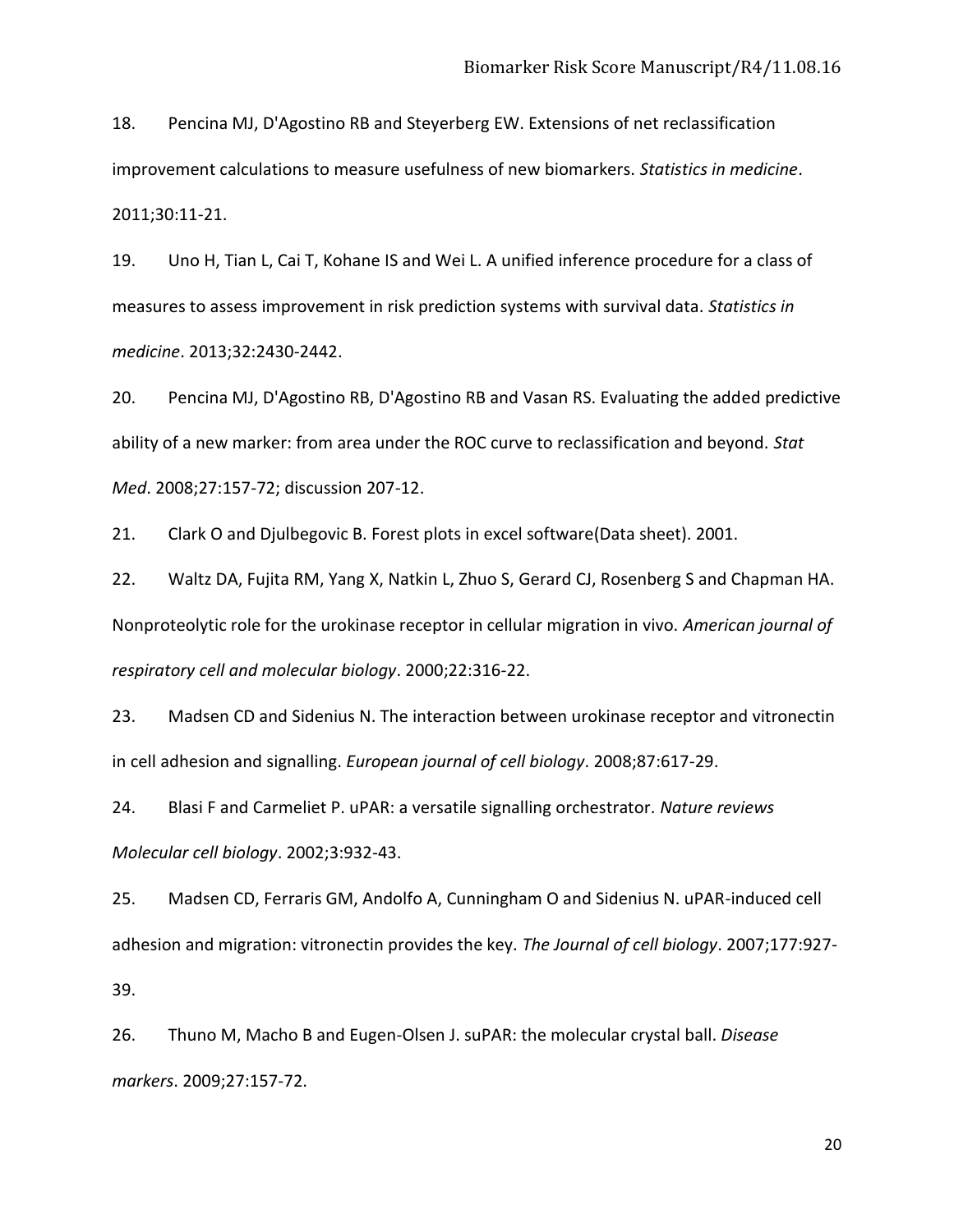18. Pencina MJ, D'Agostino RB and Steyerberg EW. Extensions of net reclassification improvement calculations to measure usefulness of new biomarkers. *Statistics in medicine*. 2011;30:11-21.

19. Uno H, Tian L, Cai T, Kohane IS and Wei L. A unified inference procedure for a class of measures to assess improvement in risk prediction systems with survival data. *Statistics in medicine*. 2013;32:2430-2442.

20. Pencina MJ, D'Agostino RB, D'Agostino RB and Vasan RS. Evaluating the added predictive ability of a new marker: from area under the ROC curve to reclassification and beyond. *Stat Med*. 2008;27:157-72; discussion 207-12.

21. Clark O and Djulbegovic B. Forest plots in excel software(Data sheet). 2001.

22. Waltz DA, Fujita RM, Yang X, Natkin L, Zhuo S, Gerard CJ, Rosenberg S and Chapman HA. Nonproteolytic role for the urokinase receptor in cellular migration in vivo. *American journal of respiratory cell and molecular biology*. 2000;22:316-22.

23. Madsen CD and Sidenius N. The interaction between urokinase receptor and vitronectin in cell adhesion and signalling. *European journal of cell biology*. 2008;87:617-29.

24. Blasi F and Carmeliet P. uPAR: a versatile signalling orchestrator. *Nature reviews Molecular cell biology*. 2002;3:932-43.

25. Madsen CD, Ferraris GM, Andolfo A, Cunningham O and Sidenius N. uPAR-induced cell adhesion and migration: vitronectin provides the key. *The Journal of cell biology*. 2007;177:927-39.

26. Thuno M, Macho B and Eugen-Olsen J. suPAR: the molecular crystal ball. *Disease markers*. 2009;27:157-72.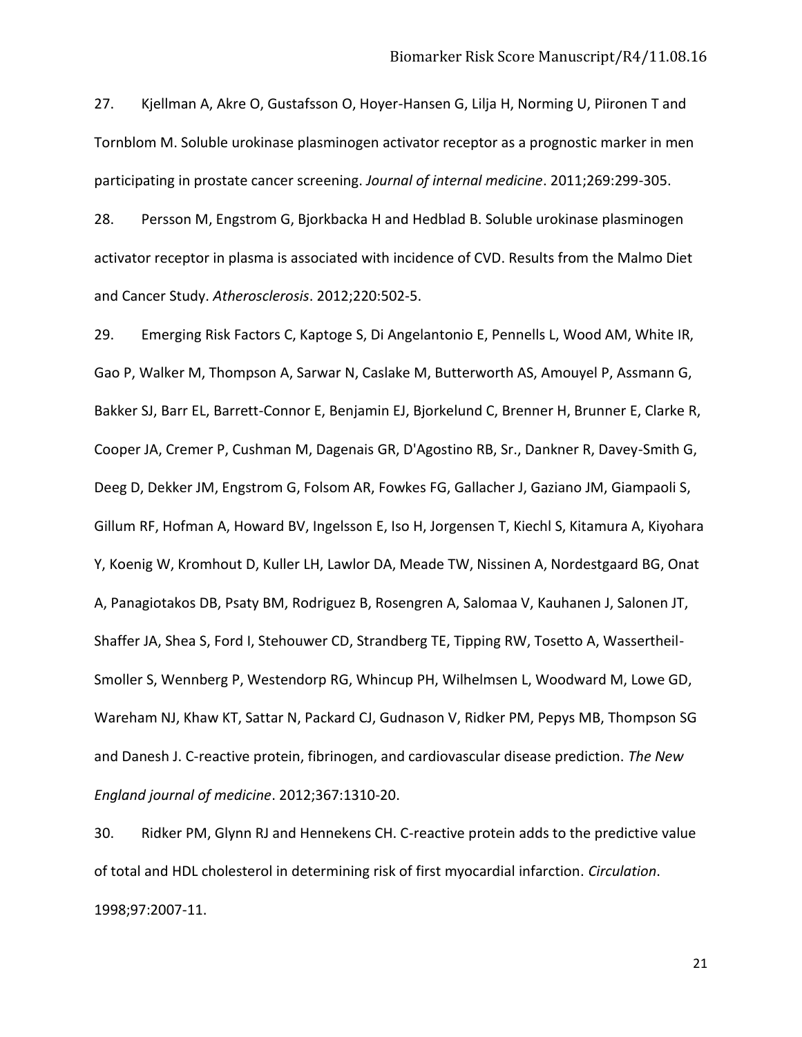27. Kjellman A, Akre O, Gustafsson O, Hoyer-Hansen G, Lilja H, Norming U, Piironen T and Tornblom M. Soluble urokinase plasminogen activator receptor as a prognostic marker in men participating in prostate cancer screening. *Journal of internal medicine*. 2011;269:299-305.

28. Persson M, Engstrom G, Bjorkbacka H and Hedblad B. Soluble urokinase plasminogen activator receptor in plasma is associated with incidence of CVD. Results from the Malmo Diet and Cancer Study. *Atherosclerosis*. 2012;220:502-5.

29. Emerging Risk Factors C, Kaptoge S, Di Angelantonio E, Pennells L, Wood AM, White IR, Gao P, Walker M, Thompson A, Sarwar N, Caslake M, Butterworth AS, Amouyel P, Assmann G, Bakker SJ, Barr EL, Barrett-Connor E, Benjamin EJ, Bjorkelund C, Brenner H, Brunner E, Clarke R, Cooper JA, Cremer P, Cushman M, Dagenais GR, D'Agostino RB, Sr., Dankner R, Davey-Smith G, Deeg D, Dekker JM, Engstrom G, Folsom AR, Fowkes FG, Gallacher J, Gaziano JM, Giampaoli S, Gillum RF, Hofman A, Howard BV, Ingelsson E, Iso H, Jorgensen T, Kiechl S, Kitamura A, Kiyohara Y, Koenig W, Kromhout D, Kuller LH, Lawlor DA, Meade TW, Nissinen A, Nordestgaard BG, Onat A, Panagiotakos DB, Psaty BM, Rodriguez B, Rosengren A, Salomaa V, Kauhanen J, Salonen JT, Shaffer JA, Shea S, Ford I, Stehouwer CD, Strandberg TE, Tipping RW, Tosetto A, Wassertheil-Smoller S, Wennberg P, Westendorp RG, Whincup PH, Wilhelmsen L, Woodward M, Lowe GD, Wareham NJ, Khaw KT, Sattar N, Packard CJ, Gudnason V, Ridker PM, Pepys MB, Thompson SG and Danesh J. C-reactive protein, fibrinogen, and cardiovascular disease prediction. *The New England journal of medicine*. 2012;367:1310-20.

30. Ridker PM, Glynn RJ and Hennekens CH. C-reactive protein adds to the predictive value of total and HDL cholesterol in determining risk of first myocardial infarction. *Circulation*. 1998;97:2007-11.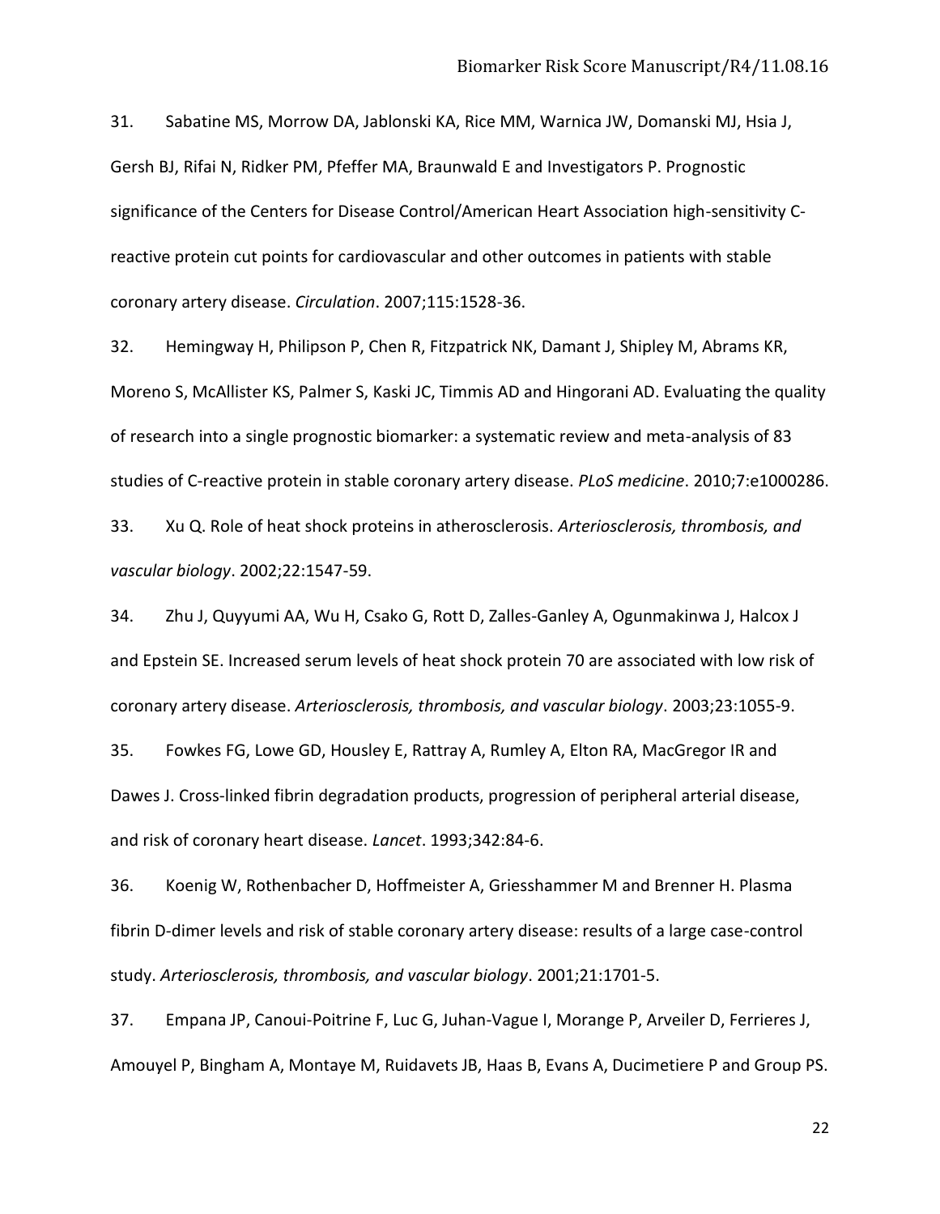31. Sabatine MS, Morrow DA, Jablonski KA, Rice MM, Warnica JW, Domanski MJ, Hsia J, Gersh BJ, Rifai N, Ridker PM, Pfeffer MA, Braunwald E and Investigators P. Prognostic significance of the Centers for Disease Control/American Heart Association high-sensitivity C-reactive protein cut points for cardiovascular and other outcomes in patients with stable coronary artery disease. *Circulation*. 2007;115:1528-36.

32. Hemingway H, Philipson P, Chen R, Fitzpatrick NK, Damant J, Shipley M, Abrams KR, Moreno S, McAllister KS, Palmer S, Kaski JC, Timmis AD and Hingorani AD. Evaluating the quality of research into a single prognostic biomarker: a systematic review and meta-analysis of 83 studies of C-reactive protein in stable coronary artery disease. *PLoS medicine*. 2010;7:e1000286.

33. Xu Q. Role of heat shock proteins in atherosclerosis. *Arteriosclerosis, thrombosis, and vascular biology*. 2002;22:1547-59.

34. Zhu J, Quyyumi AA, Wu H, Csako G, Rott D, Zalles-Ganley A, Ogunmakinwa J, Halcox J and Epstein SE. Increased serum levels of heat shock protein 70 are associated with low risk of coronary artery disease. *Arteriosclerosis, thrombosis, and vascular biology*. 2003;23:1055-9.

35. Fowkes FG, Lowe GD, Housley E, Rattray A, Rumley A, Elton RA, MacGregor IR and Dawes J. Cross-linked fibrin degradation products, progression of peripheral arterial disease, and risk of coronary heart disease. *Lancet*. 1993;342:84-6.

36. Koenig W, Rothenbacher D, Hoffmeister A, Griesshammer M and Brenner H. Plasma fibrin D-dimer levels and risk of stable coronary artery disease: results of a large case-control study. *Arteriosclerosis, thrombosis, and vascular biology*. 2001;21:1701-5.

37. Empana JP, Canoui-Poitrine F, Luc G, Juhan-Vague I, Morange P, Arveiler D, Ferrieres J, Amouyel P, Bingham A, Montaye M, Ruidavets JB, Haas B, Evans A, Ducimetiere P and Group PS.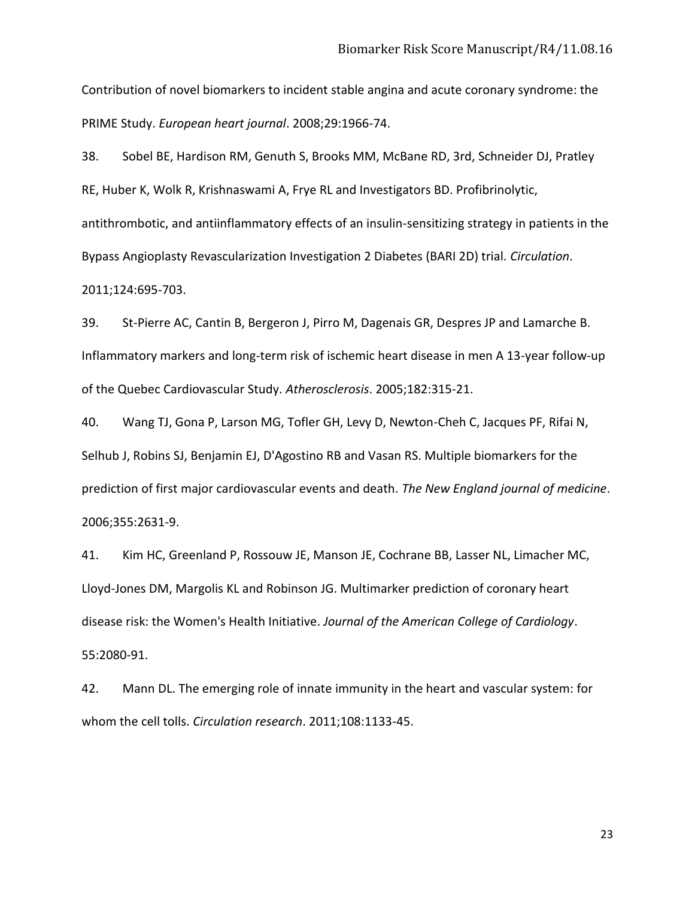Contribution of novel biomarkers to incident stable angina and acute coronary syndrome: the PRIME Study. *European heart journal*. 2008;29:1966-74.

38. Sobel BE, Hardison RM, Genuth S, Brooks MM, McBane RD, 3rd, Schneider DJ, Pratley RE, Huber K, Wolk R, Krishnaswami A, Frye RL and Investigators BD. Profibrinolytic, antithrombotic, and antiinflammatory effects of an insulin-sensitizing strategy in patients in the Bypass Angioplasty Revascularization Investigation 2 Diabetes (BARI 2D) trial. *Circulation*. 2011;124:695-703.

39. St-Pierre AC, Cantin B, Bergeron J, Pirro M, Dagenais GR, Despres JP and Lamarche B. Inflammatory markers and long-term risk of ischemic heart disease in men A 13-year follow-up of the Quebec Cardiovascular Study. *Atherosclerosis*. 2005;182:315-21.

40. Wang TJ, Gona P, Larson MG, Tofler GH, Levy D, Newton-Cheh C, Jacques PF, Rifai N, Selhub J, Robins SJ, Benjamin EJ, D'Agostino RB and Vasan RS. Multiple biomarkers for the prediction of first major cardiovascular events and death. *The New England journal of medicine*. 2006;355:2631-9.

41. Kim HC, Greenland P, Rossouw JE, Manson JE, Cochrane BB, Lasser NL, Limacher MC, Lloyd-Jones DM, Margolis KL and Robinson JG. Multimarker prediction of coronary heart disease risk: the Women's Health Initiative. *Journal of the American College of Cardiology*. 55:2080-91.

42. Mann DL. The emerging role of innate immunity in the heart and vascular system: for whom the cell tolls. *Circulation research*. 2011;108:1133-45.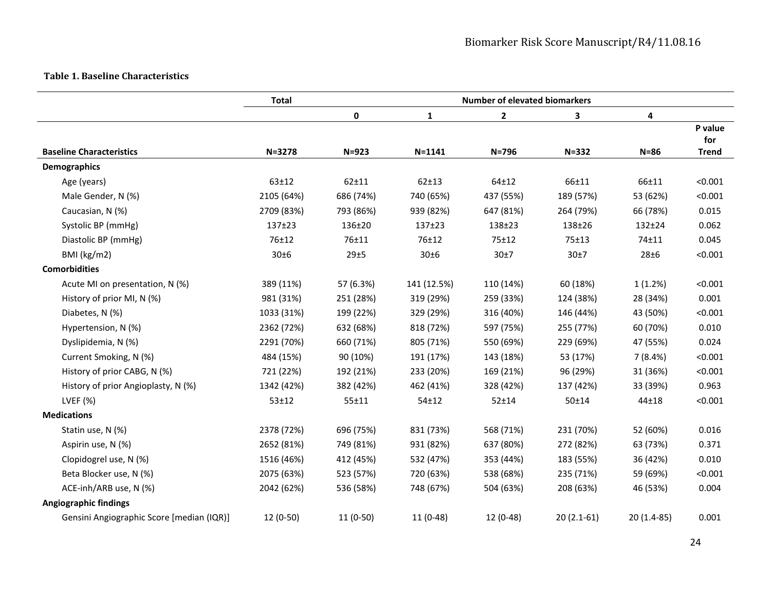**Table 1. Baseline Characteristics**

| | Total | Number of elevated biomarkers | | | | | |
|---|---|---|---|---|---|---|---|
| | | 0 | 1 | 2 | 3 | 4 | |
| **Baseline Characteristics** | **N=3278** | **N=923** | **N=1141** | **N=796** | **N=332** | **N=86** | **P value for Trend** |
| **Demographics** | | | | | | | |
| Age (years) | 63±12 | 62±11 | 62±13 | 64±12 | 66±11 | 66±11 | <0.001 |
| Male Gender, N (%) | 2105 (64%) | 686 (74%) | 740 (65%) | 437 (55%) | 189 (57%) | 53 (62%) | <0.001 |
| Caucasian, N (%) | 2709 (83%) | 793 (86%) | 939 (82%) | 647 (81%) | 264 (79%) | 66 (78%) | 0.015 |
| Systolic BP (mmHg) | 137±23 | 136±20 | 137±23 | 138±23 | 138±26 | 132±24 | 0.062 |
| Diastolic BP (mmHg) | 76±12 | 76±11 | 76±12 | 75±12 | 75±13 | 74±11 | 0.045 |
| BMI (kg/m2) | 30±6 | 29±5 | 30±6 | 30±7 | 30±7 | 28±6 | <0.001 |
| **Comorbidities** | | | | | | | |
| Acute MI on presentation, N (%) | 389 (11%) | 57 (6.3%) | 141 (12.5%) | 110 (14%) | 60 (18%) | 1 (1.2%) | <0.001 |
| History of prior MI, N (%) | 981 (31%) | 251 (28%) | 319 (29%) | 259 (33%) | 124 (38%) | 28 (34%) | 0.001 |
| Diabetes, N (%) | 1033 (31%) | 199 (22%) | 329 (29%) | 316 (40%) | 146 (44%) | 43 (50%) | <0.001 |
| Hypertension, N (%) | 2362 (72%) | 632 (68%) | 818 (72%) | 597 (75%) | 255 (77%) | 60 (70%) | 0.010 |
| Dyslipidemia, N (%) | 2291 (70%) | 660 (71%) | 805 (71%) | 550 (69%) | 229 (69%) | 47 (55%) | 0.024 |
| Current Smoking, N (%) | 484 (15%) | 90 (10%) | 191 (17%) | 143 (18%) | 53 (17%) | 7 (8.4%) | <0.001 |
| History of prior CABG, N (%) | 721 (22%) | 192 (21%) | 233 (20%) | 169 (21%) | 96 (29%) | 31 (36%) | <0.001 |
| History of prior Angioplasty, N (%) | 1342 (42%) | 382 (42%) | 462 (41%) | 328 (42%) | 137 (42%) | 33 (39%) | 0.963 |
| LVEF (%) | 53±12 | 55±11 | 54±12 | 52±14 | 50±14 | 44±18 | <0.001 |
| **Medications** | | | | | | | |
| Statin use, N (%) | 2378 (72%) | 696 (75%) | 831 (73%) | 568 (71%) | 231 (70%) | 52 (60%) | 0.016 |
| Aspirin use, N (%) | 2652 (81%) | 749 (81%) | 931 (82%) | 637 (80%) | 272 (82%) | 63 (73%) | 0.371 |
| Clopidogrel use, N (%) | 1516 (46%) | 412 (45%) | 532 (47%) | 353 (44%) | 183 (55%) | 36 (42%) | 0.010 |
| Beta Blocker use, N (%) | 2075 (63%) | 523 (57%) | 720 (63%) | 538 (68%) | 235 (71%) | 59 (69%) | <0.001 |
| ACE-inh/ARB use, N (%) | 2042 (62%) | 536 (58%) | 748 (67%) | 504 (63%) | 208 (63%) | 46 (53%) | 0.004 |
| **Angiographic findings** | | | | | | | |
| Gensini Angiographic Score [median (IQR)] | 12 (0-50) | 11 (0-50) | 11 (0-48) | 12 (0-48) | 20 (2.1-61) | 20 (1.4-85) | 0.001 |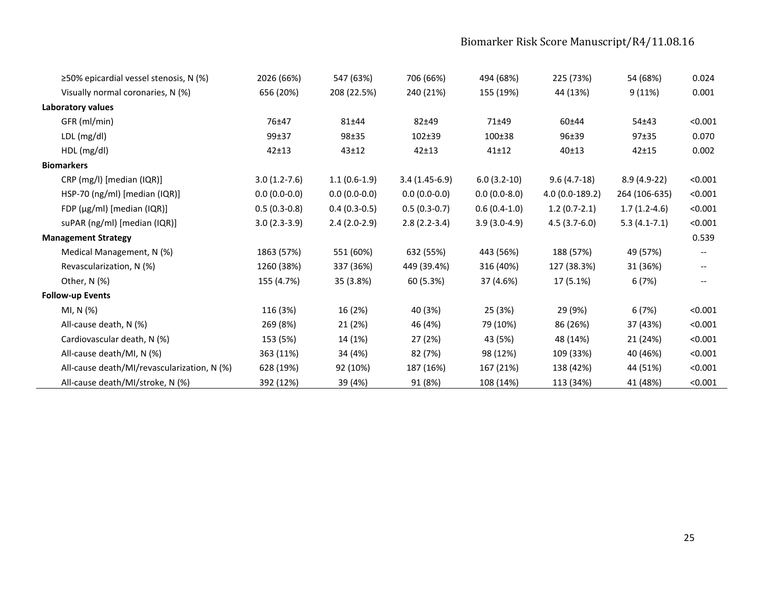| | | | | | | | |
|---|---|---|---|---|---|---|---|
| ≥50% epicardial vessel stenosis, N (%) | 2026 (66%) | 547 (63%) | 706 (66%) | 494 (68%) | 225 (73%) | 54 (68%) | 0.024 |
| Visually normal coronaries, N (%) | 656 (20%) | 208 (22.5%) | 240 (21%) | 155 (19%) | 44 (13%) | 9 (11%) | 0.001 |
| **Laboratory values** | | | | | | | |
| GFR (ml/min) | 76±47 | 81±44 | 82±49 | 71±49 | 60±44 | 54±43 | <0.001 |
| LDL (mg/dl) | 99±37 | 98±35 | 102±39 | 100±38 | 96±39 | 97±35 | 0.070 |
| HDL (mg/dl) | 42±13 | 43±12 | 42±13 | 41±12 | 40±13 | 42±15 | 0.002 |
| **Biomarkers** | | | | | | | |
| CRP (mg/l) [median (IQR)] | 3.0 (1.2-7.6) | 1.1 (0.6-1.9) | 3.4 (1.45-6.9) | 6.0 (3.2-10) | 9.6 (4.7-18) | 8.9 (4.9-22) | <0.001 |
| HSP-70 (ng/ml) [median (IQR)] | 0.0 (0.0-0.0) | 0.0 (0.0-0.0) | 0.0 (0.0-0.0) | 0.0 (0.0-8.0) | 4.0 (0.0-189.2) | 264 (106-635) | <0.001 |
| FDP (μg/ml) [median (IQR)] | 0.5 (0.3-0.8) | 0.4 (0.3-0.5) | 0.5 (0.3-0.7) | 0.6 (0.4-1.0) | 1.2 (0.7-2.1) | 1.7 (1.2-4.6) | <0.001 |
| suPAR (ng/ml) [median (IQR)] | 3.0 (2.3-3.9) | 2.4 (2.0-2.9) | 2.8 (2.2-3.4) | 3.9 (3.0-4.9) | 4.5 (3.7-6.0) | 5.3 (4.1-7.1) | <0.001 |
| **Management Strategy** | | | | | | | 0.539 |
| Medical Management, N (%) | 1863 (57%) | 551 (60%) | 632 (55%) | 443 (56%) | 188 (57%) | 49 (57%) | -- |
| Revascularization, N (%) | 1260 (38%) | 337 (36%) | 449 (39.4%) | 316 (40%) | 127 (38.3%) | 31 (36%) | -- |
| Other, N (%) | 155 (4.7%) | 35 (3.8%) | 60 (5.3%) | 37 (4.6%) | 17 (5.1%) | 6 (7%) | -- |
| **Follow-up Events** | | | | | | | |
| MI, N (%) | 116 (3%) | 16 (2%) | 40 (3%) | 25 (3%) | 29 (9%) | 6 (7%) | <0.001 |
| All-cause death, N (%) | 269 (8%) | 21 (2%) | 46 (4%) | 79 (10%) | 86 (26%) | 37 (43%) | <0.001 |
| Cardiovascular death, N (%) | 153 (5%) | 14 (1%) | 27 (2%) | 43 (5%) | 48 (14%) | 21 (24%) | <0.001 |
| All-cause death/MI, N (%) | 363 (11%) | 34 (4%) | 82 (7%) | 98 (12%) | 109 (33%) | 40 (46%) | <0.001 |
| All-cause death/MI/revascularization, N (%) | 628 (19%) | 92 (10%) | 187 (16%) | 167 (21%) | 138 (42%) | 44 (51%) | <0.001 |
| All-cause death/MI/stroke, N (%) | 392 (12%) | 39 (4%) | 91 (8%) | 108 (14%) | 113 (34%) | 41 (48%) | <0.001 |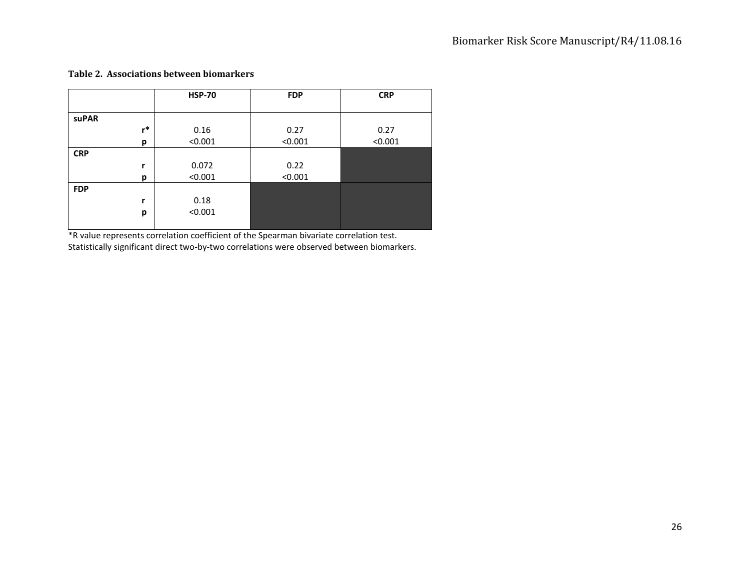**Table 2. Associations between biomarkers**

| | HSP-70 | FDP | CRP |
|---|---|---|---|
| **suPAR** | | | |
| r* | 0.16 | 0.27 | 0.27 |
| p | <0.001 | <0.001 | <0.001 |
| **CRP** | | | |
| r | 0.072 | 0.22 | |
| p | <0.001 | <0.001 | |
| **FDP** | | | |
| r | 0.18 | | |
| p | <0.001 | | |

*R value represents correlation coefficient of the Spearman bivariate correlation test.
Statistically significant direct two-by-two correlations were observed between biomarkers.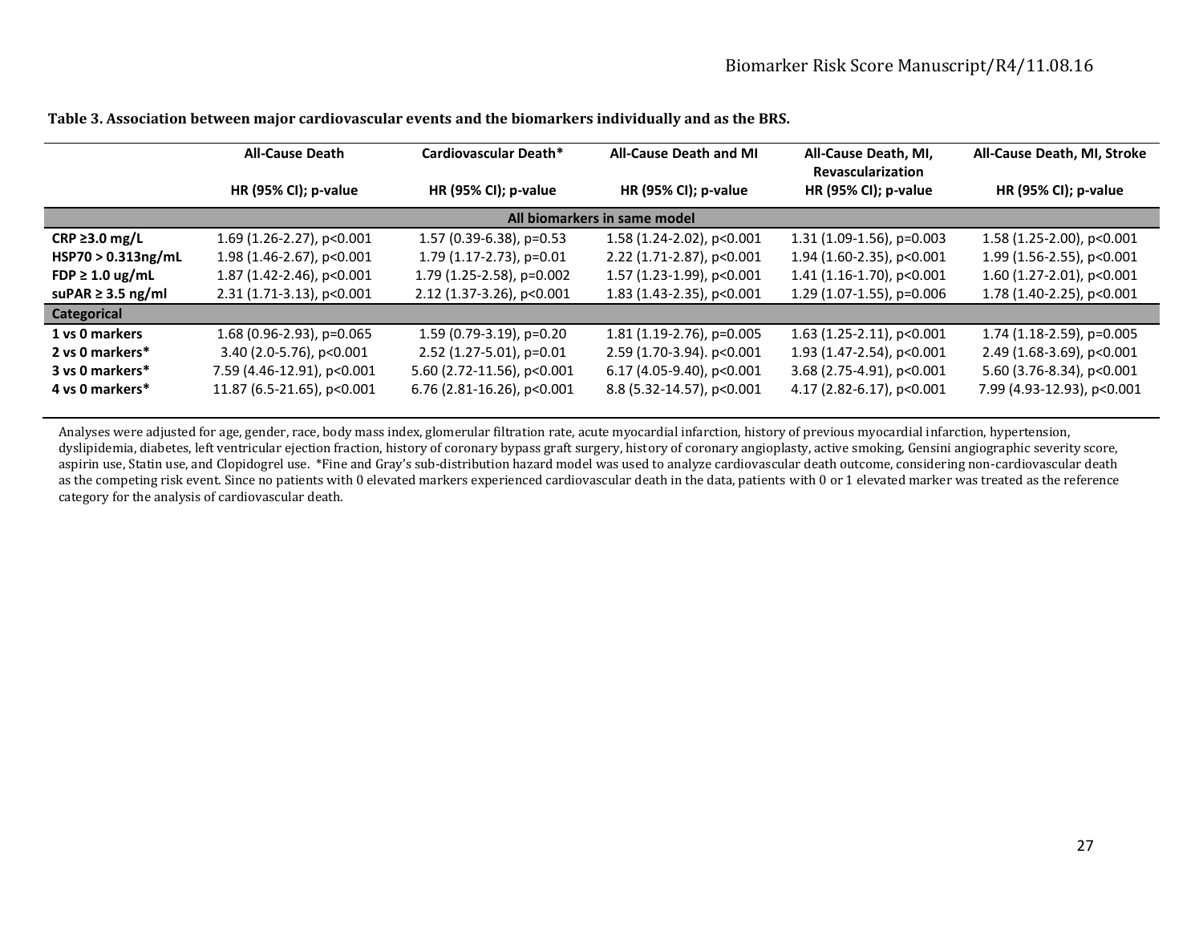**Table 3. Association between major cardiovascular events and the biomarkers individually and as the BRS.**

| | All-Cause Death | Cardiovascular Death* | All-Cause Death and MI | All-Cause Death, MI, Revascularization | All-Cause Death, MI, Stroke |
|---|---|---|---|---|---|
| | HR (95% CI); p-value | HR (95% CI); p-value | HR (95% CI); p-value | HR (95% CI); p-value | HR (95% CI); p-value |
| **All biomarkers in same model** | | | | | |
| **CRP ≥3.0 mg/L** | 1.69 (1.26-2.27), p<0.001 | 1.57 (0.39-6.38), p=0.53 | 1.58 (1.24-2.02), p<0.001 | 1.31 (1.09-1.56), p=0.003 | 1.58 (1.25-2.00), p<0.001 |
| **HSP70 > 0.313ng/mL** | 1.98 (1.46-2.67), p<0.001 | 1.79 (1.17-2.73), p=0.01 | 2.22 (1.71-2.87), p<0.001 | 1.94 (1.60-2.35), p<0.001 | 1.99 (1.56-2.55), p<0.001 |
| **FDP ≥ 1.0 ug/mL** | 1.87 (1.42-2.46), p<0.001 | 1.79 (1.25-2.58), p=0.002 | 1.57 (1.23-1.99), p<0.001 | 1.41 (1.16-1.70), p<0.001 | 1.60 (1.27-2.01), p<0.001 |
| **suPAR ≥ 3.5 ng/ml** | 2.31 (1.71-3.13), p<0.001 | 2.12 (1.37-3.26), p<0.001 | 1.83 (1.43-2.35), p<0.001 | 1.29 (1.07-1.55), p=0.006 | 1.78 (1.40-2.25), p<0.001 |
| **Categorical** | | | | | |
| **1 vs 0 markers** | 1.68 (0.96-2.93), p=0.065 | 1.59 (0.79-3.19), p=0.20 | 1.81 (1.19-2.76), p=0.005 | 1.63 (1.25-2.11), p<0.001 | 1.74 (1.18-2.59), p=0.005 |
| **2 vs 0 markers*** | 3.40 (2.0-5.76), p<0.001 | 2.52 (1.27-5.01), p=0.01 | 2.59 (1.70-3.94). p<0.001 | 1.93 (1.47-2.54), p<0.001 | 2.49 (1.68-3.69), p<0.001 |
| **3 vs 0 markers*** | 7.59 (4.46-12.91), p<0.001 | 5.60 (2.72-11.56), p<0.001 | 6.17 (4.05-9.40), p<0.001 | 3.68 (2.75-4.91), p<0.001 | 5.60 (3.76-8.34), p<0.001 |
| **4 vs 0 markers*** | 11.87 (6.5-21.65), p<0.001 | 6.76 (2.81-16.26), p<0.001 | 8.8 (5.32-14.57), p<0.001 | 4.17 (2.82-6.17), p<0.001 | 7.99 (4.93-12.93), p<0.001 |

Analyses were adjusted for age, gender, race, body mass index, glomerular filtration rate, acute myocardial infarction, history of previous myocardial infarction, hypertension, dyslipidemia, diabetes, left ventricular ejection fraction, history of coronary bypass graft surgery, history of coronary angioplasty, active smoking, Gensini angiographic severity score, aspirin use, Statin use, and Clopidogrel use. *Fine and Gray's sub-distribution hazard model was used to analyze cardiovascular death outcome, considering non-cardiovascular death as the competing risk event. Since no patients with 0 elevated markers experienced cardiovascular death in the data, patients with 0 or 1 elevated marker was treated as the reference category for the analysis of cardiovascular death.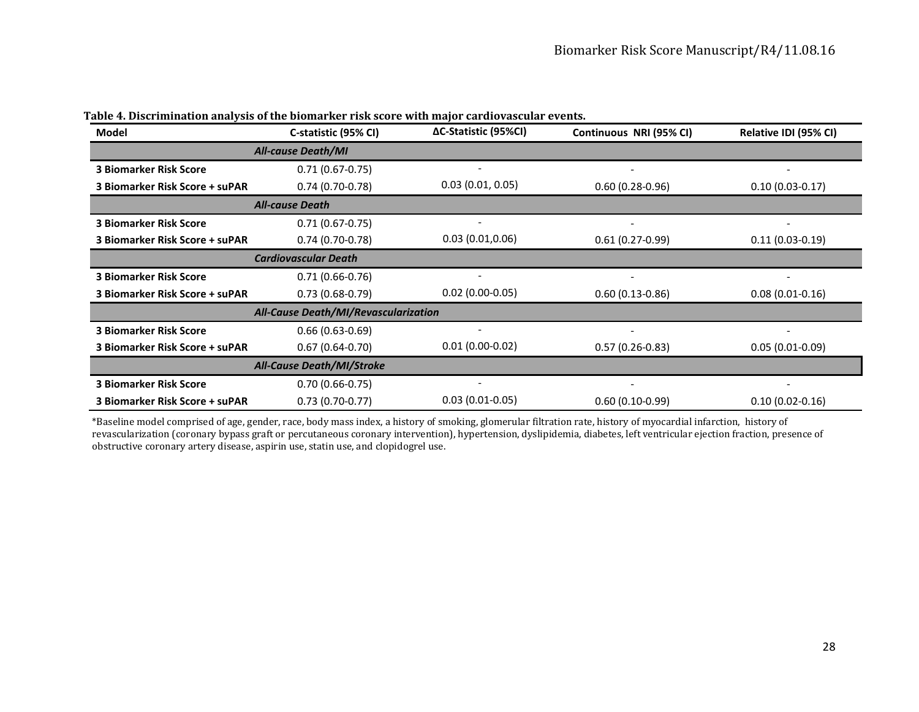**Table 4. Discrimination analysis of the biomarker risk score with major cardiovascular events.**

| Model | C-statistic (95% CI) | ΔC-Statistic (95%CI) | Continuous NRI (95% CI) | Relative IDI (95% CI) |
|---|---|---|---|---|
| | ***All-cause Death/MI*** | | | |
| **3 Biomarker Risk Score** | 0.71 (0.67-0.75) | - | - | - |
| **3 Biomarker Risk Score + suPAR** | 0.74 (0.70-0.78) | 0.03 (0.01, 0.05) | 0.60 (0.28-0.96) | 0.10 (0.03-0.17) |
| | ***All-cause Death*** | | | |
| **3 Biomarker Risk Score** | 0.71 (0.67-0.75) | - | - | - |
| **3 Biomarker Risk Score + suPAR** | 0.74 (0.70-0.78) | 0.03 (0.01,0.06) | 0.61 (0.27-0.99) | 0.11 (0.03-0.19) |
| | ***Cardiovascular Death*** | | | |
| **3 Biomarker Risk Score** | 0.71 (0.66-0.76) | - | - | - |
| **3 Biomarker Risk Score + suPAR** | 0.73 (0.68-0.79) | 0.02 (0.00-0.05) | 0.60 (0.13-0.86) | 0.08 (0.01-0.16) |
| | ***All-Cause Death/MI/Revascularization*** | | | |
| **3 Biomarker Risk Score** | 0.66 (0.63-0.69) | - | - | - |
| **3 Biomarker Risk Score + suPAR** | 0.67 (0.64-0.70) | 0.01 (0.00-0.02) | 0.57 (0.26-0.83) | 0.05 (0.01-0.09) |
| | ***All-Cause Death/MI/Stroke*** | | | |
| **3 Biomarker Risk Score** | 0.70 (0.66-0.75) | - | - | - |
| **3 Biomarker Risk Score + suPAR** | 0.73 (0.70-0.77) | 0.03 (0.01-0.05) | 0.60 (0.10-0.99) | 0.10 (0.02-0.16) |

*Baseline model comprised of age, gender, race, body mass index, a history of smoking, glomerular filtration rate, history of myocardial infarction, history of revascularization (coronary bypass graft or percutaneous coronary intervention), hypertension, dyslipidemia, diabetes, left ventricular ejection fraction, presence of obstructive coronary artery disease, aspirin use, statin use, and clopidogrel use.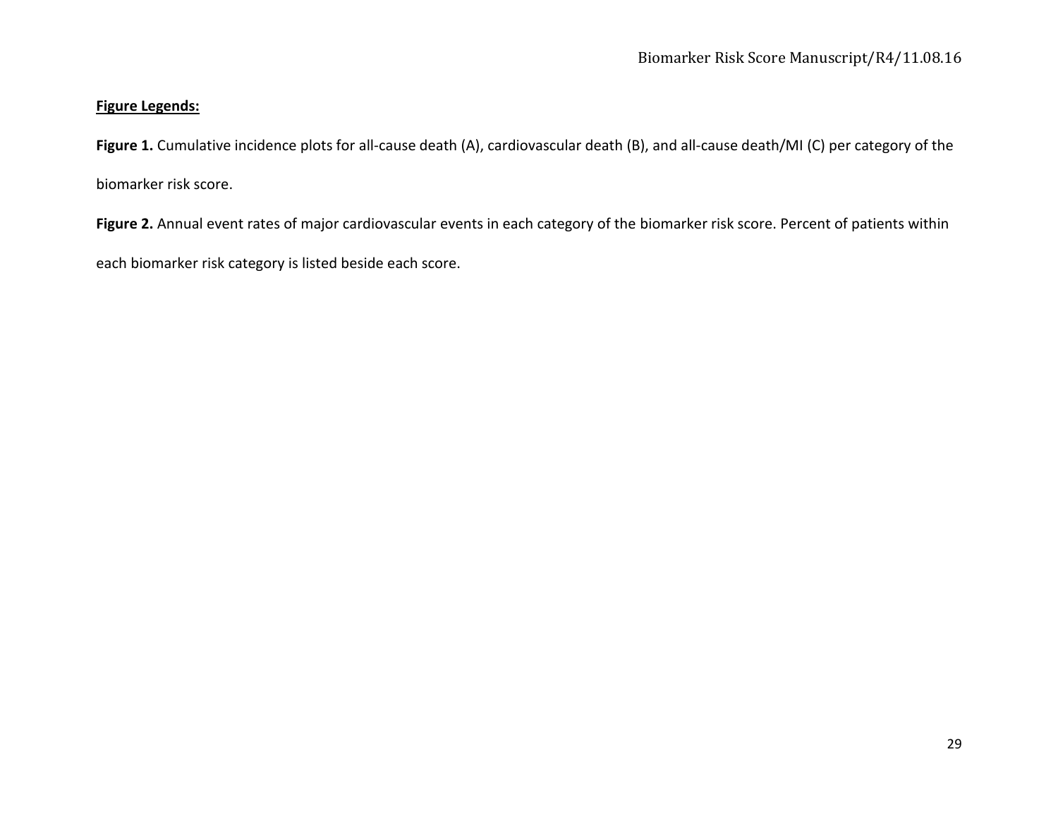**Figure Legends:**

**Figure 1.** Cumulative incidence plots for all-cause death (A), cardiovascular death (B), and all-cause death/MI (C) per category of the biomarker risk score.

**Figure 2.** Annual event rates of major cardiovascular events in each category of the biomarker risk score. Percent of patients within each biomarker risk category is listed beside each score.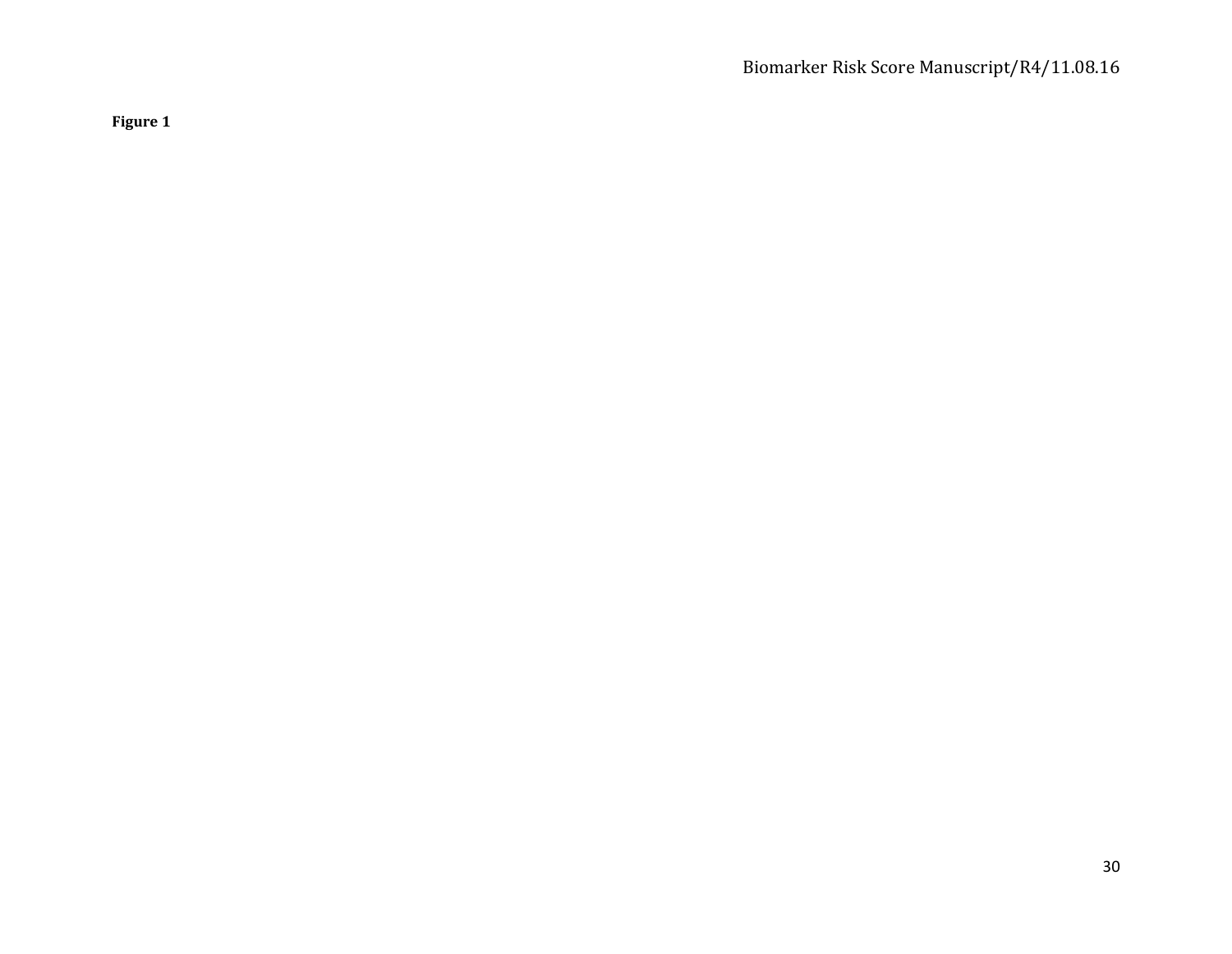**Figure 1**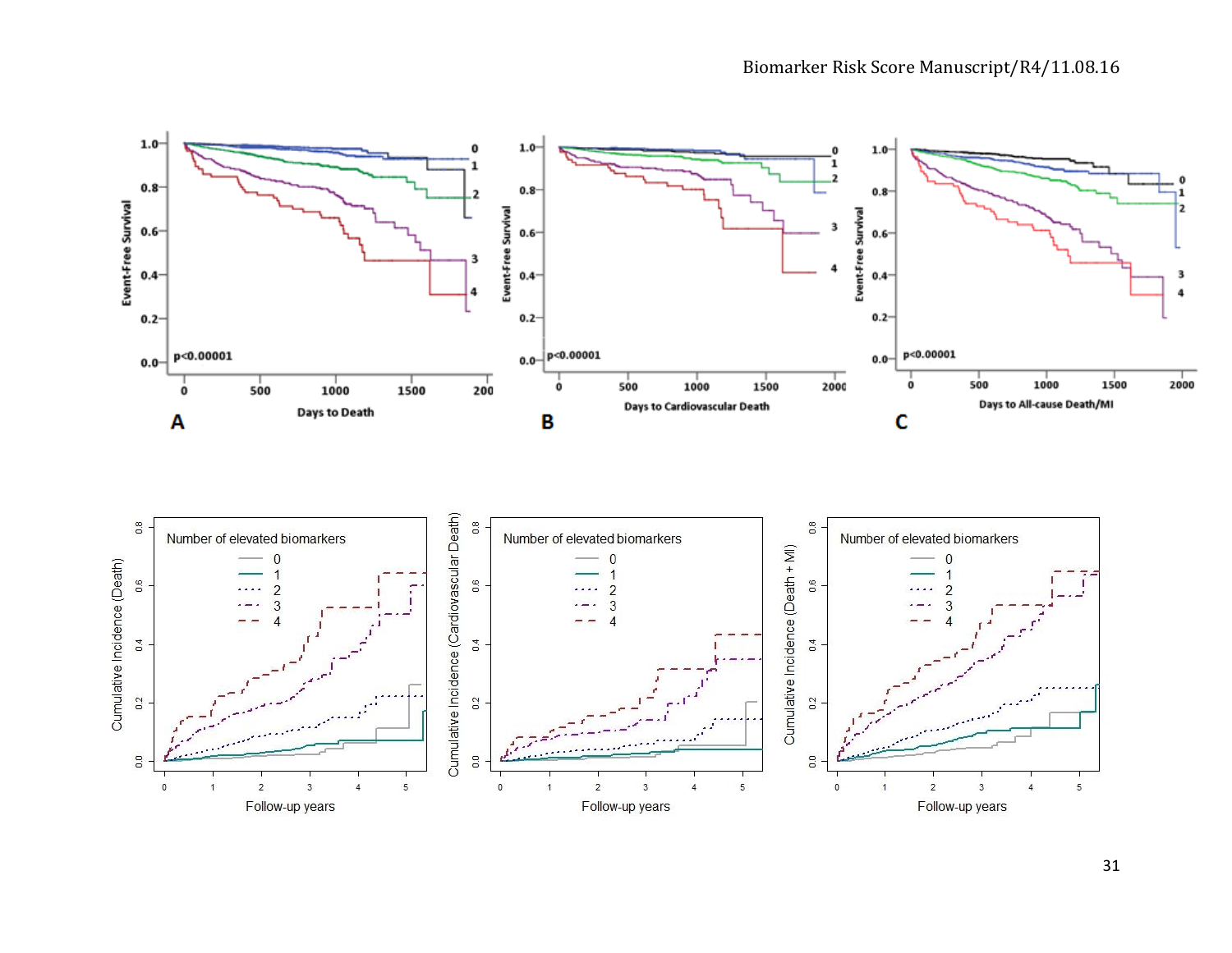Event-Free Survival

p<0.00001

Days to Death

**A**

Event-Free Survival

p<0.00001

Days to Cardiovascular Death

**B**

Event-Free Survival

p<0.00001

Days to All-cause Death/MI

**C**

Number of elevated biomarkers: 0, 1, 2, 3, 4

Cumulative Incidence (Death)

Follow-up years

Number of elevated biomarkers: 0, 1, 2, 3, 4

Cumulative Incidence (Cardiovascular Death)

Follow-up years

Number of elevated biomarkers: 0, 1, 2, 3, 4

Cumulative Incidence (Death + MI)

Follow-up years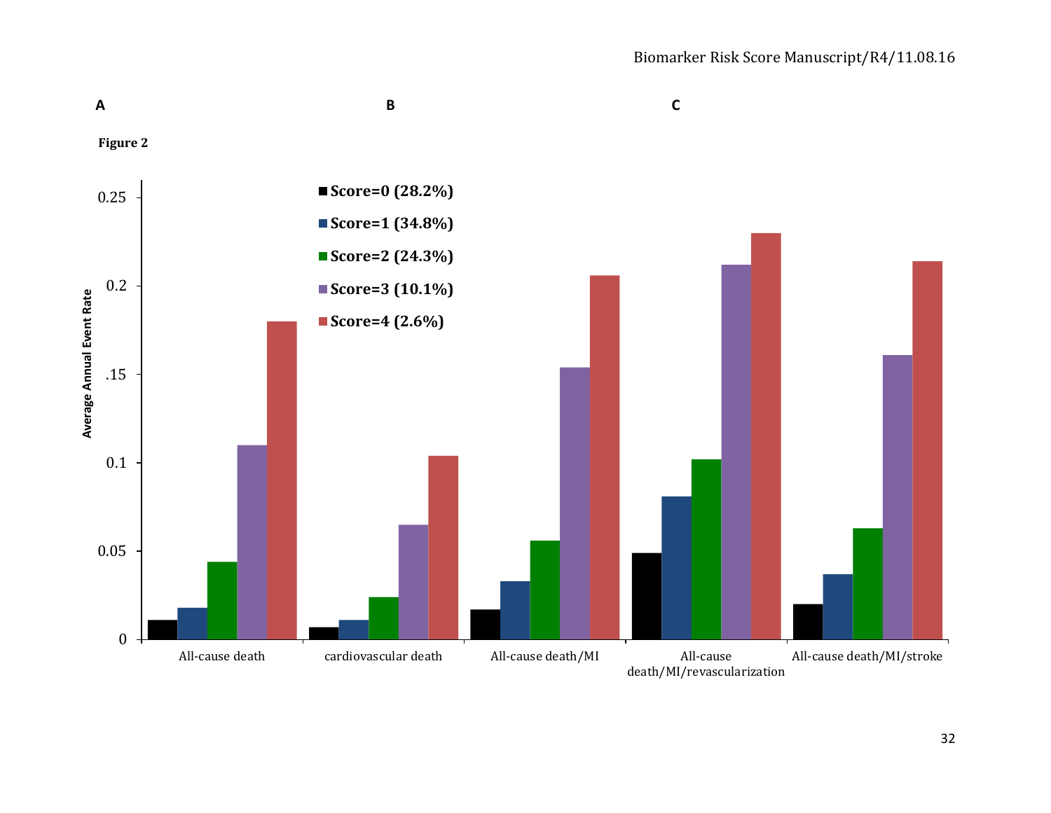A

B

C

**Figure 2**

Average Annual Event Rate

0.25

0.2

.15

0.1

0.05

0

**Score=0 (28.2%)**

**Score=1 (34.8%)**

**Score=2 (24.3%)**

**Score=3 (10.1%)**

**Score=4 (2.6%)**

All-cause death

cardiovascular death

All-cause death/MI

All-cause death/MI/revascularization

All-cause death/MI/stroke